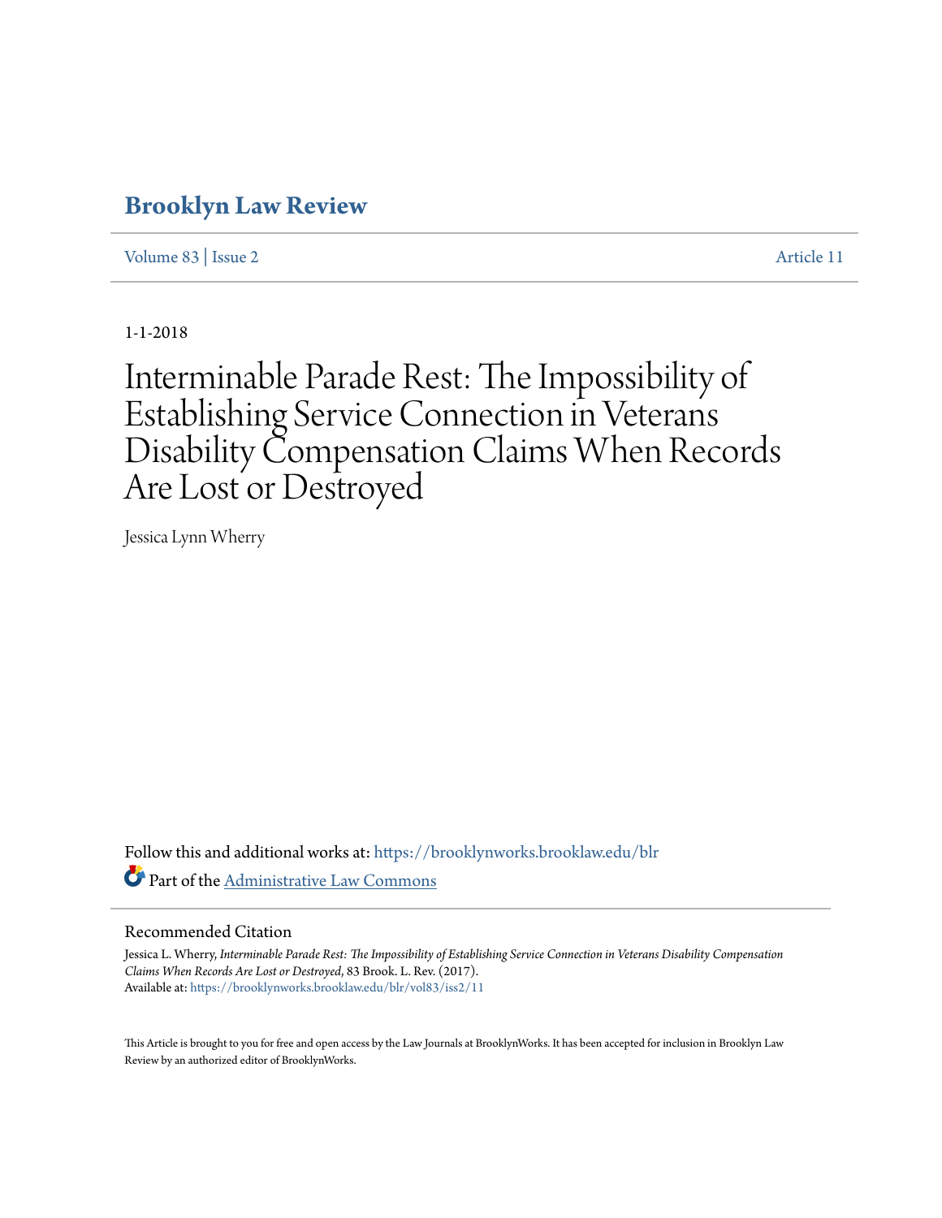# Brooklyn Law Review

Volume 83 | Issue 2 Article 11

1-1-2018

# Interminable Parade Rest: The Impossibility of Establishing Service Connection in Veterans Disability Compensation Claims When Records Are Lost or Destroyed

Jessica Lynn Wherry

Follow this and additional works at: https://brooklynworks.brooklaw.edu/blr

Part of the Administrative Law Commons

## Recommended Citation

Jessica L. Wherry, *Interminable Parade Rest: The Impossibility of Establishing Service Connection in Veterans Disability Compensation Claims When Records Are Lost or Destroyed*, 83 Brook. L. Rev. (2017).
Available at: https://brooklynworks.brooklaw.edu/blr/vol83/iss2/11

This Article is brought to you for free and open access by the Law Journals at BrooklynWorks. It has been accepted for inclusion in Brooklyn Law Review by an authorized editor of BrooklynWorks.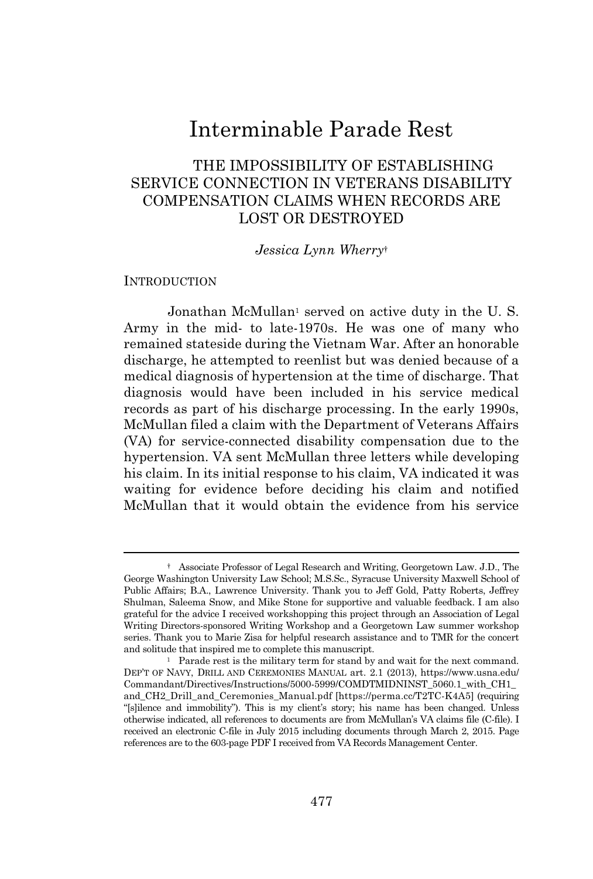# Interminable Parade Rest

## THE IMPOSSIBILITY OF ESTABLISHING SERVICE CONNECTION IN VETERANS DISABILITY COMPENSATION CLAIMS WHEN RECORDS ARE LOST OR DESTROYED

*Jessica Lynn Wherry*†

INTRODUCTION

Jonathan McMullan[1] served on active duty in the U. S. Army in the mid- to late-1970s. He was one of many who remained stateside during the Vietnam War. After an honorable discharge, he attempted to reenlist but was denied because of a medical diagnosis of hypertension at the time of discharge. That diagnosis would have been included in his service medical records as part of his discharge processing. In the early 1990s, McMullan filed a claim with the Department of Veterans Affairs (VA) for service-connected disability compensation due to the hypertension. VA sent McMullan three letters while developing his claim. In its initial response to his claim, VA indicated it was waiting for evidence before deciding his claim and notified McMullan that it would obtain the evidence from his service

---

† Associate Professor of Legal Research and Writing, Georgetown Law. J.D., The George Washington University Law School; M.S.Sc., Syracuse University Maxwell School of Public Affairs; B.A., Lawrence University. Thank you to Jeff Gold, Patty Roberts, Jeffrey Shulman, Saleema Snow, and Mike Stone for supportive and valuable feedback. I am also grateful for the advice I received workshopping this project through an Association of Legal Writing Directors-sponsored Writing Workshop and a Georgetown Law summer workshop series. Thank you to Marie Zisa for helpful research assistance and to TMR for the concert and solitude that inspired me to complete this manuscript.

[1] Parade rest is the military term for stand by and wait for the next command. DEP'T OF NAVY, DRILL AND CEREMONIES MANUAL art. 2.1 (2013), https://www.usna.edu/Commandant/Directives/Instructions/5000-5999/COMDTMIDNINST_5060.1_with_CH1_and_CH2_Drill_and_Ceremonies_Manual.pdf [https://perma.cc/T2TC-K4A5] (requiring "[s]ilence and immobility"). This is my client's story; his name has been changed. Unless otherwise indicated, all references to documents are from McMullan's VA claims file (C-file). I received an electronic C-file in July 2015 including documents through March 2, 2015. Page references are to the 603-page PDF I received from VA Records Management Center.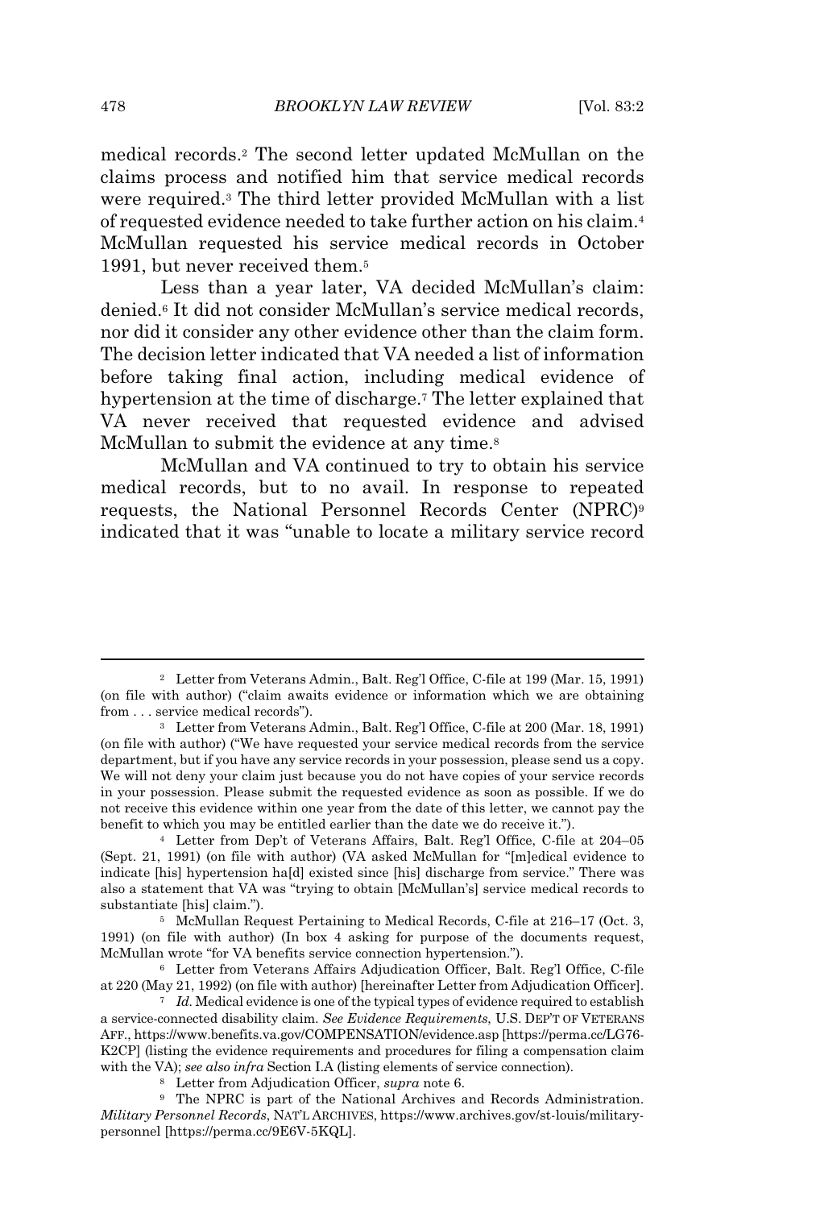medical records.[2] The second letter updated McMullan on the claims process and notified him that service medical records were required.[3] The third letter provided McMullan with a list of requested evidence needed to take further action on his claim.[4] McMullan requested his service medical records in October 1991, but never received them.[5]

Less than a year later, VA decided McMullan's claim: denied.[6] It did not consider McMullan's service medical records, nor did it consider any other evidence other than the claim form. The decision letter indicated that VA needed a list of information before taking final action, including medical evidence of hypertension at the time of discharge.[7] The letter explained that VA never received that requested evidence and advised McMullan to submit the evidence at any time.[8]

McMullan and VA continued to try to obtain his service medical records, but to no avail. In response to repeated requests, the National Personnel Records Center (NPRC)[9] indicated that it was "unable to locate a military service record

---

[2] Letter from Veterans Admin., Balt. Reg'l Office, C-file at 199 (Mar. 15, 1991) (on file with author) ("claim awaits evidence or information which we are obtaining from . . . service medical records").

[3] Letter from Veterans Admin., Balt. Reg'l Office, C-file at 200 (Mar. 18, 1991) (on file with author) ("We have requested your service medical records from the service department, but if you have any service records in your possession, please send us a copy. We will not deny your claim just because you do not have copies of your service records in your possession. Please submit the requested evidence as soon as possible. If we do not receive this evidence within one year from the date of this letter, we cannot pay the benefit to which you may be entitled earlier than the date we do receive it.").

[4] Letter from Dep't of Veterans Affairs, Balt. Reg'l Office, C-file at 204–05 (Sept. 21, 1991) (on file with author) (VA asked McMullan for "[m]edical evidence to indicate [his] hypertension ha[d] existed since [his] discharge from service." There was also a statement that VA was "trying to obtain [McMullan's] service medical records to substantiate [his] claim.").

[5] McMullan Request Pertaining to Medical Records, C-file at 216–17 (Oct. 3, 1991) (on file with author) (In box 4 asking for purpose of the documents request, McMullan wrote "for VA benefits service connection hypertension.").

[6] Letter from Veterans Affairs Adjudication Officer, Balt. Reg'l Office, C-file at 220 (May 21, 1992) (on file with author) [hereinafter Letter from Adjudication Officer].

[7] *Id.* Medical evidence is one of the typical types of evidence required to establish a service-connected disability claim. *See Evidence Requirements*, U.S. DEP'T OF VETERANS AFF., https://www.benefits.va.gov/COMPENSATION/evidence.asp [https://perma.cc/LG76-K2CP] (listing the evidence requirements and procedures for filing a compensation claim with the VA); *see also infra* Section I.A (listing elements of service connection).

[8] Letter from Adjudication Officer, *supra* note 6.

[9] The NPRC is part of the National Archives and Records Administration. *Military Personnel Records*, NAT'L ARCHIVES, https://www.archives.gov/st-louis/military-personnel [https://perma.cc/9E6V-5KQL].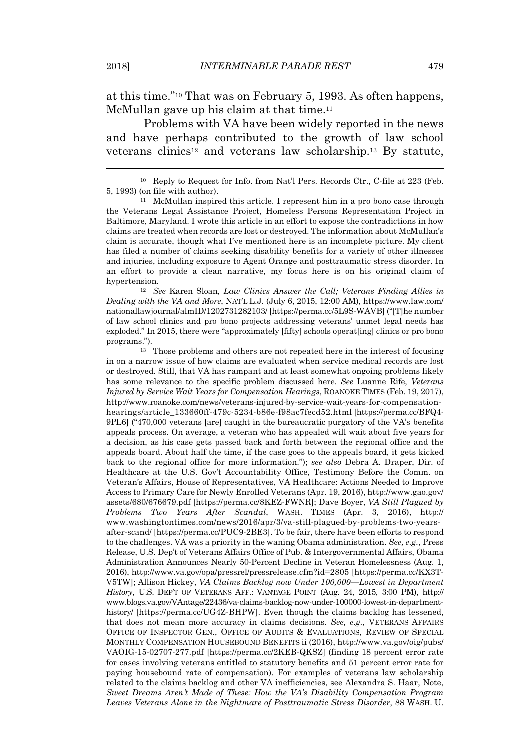at this time."[10] That was on February 5, 1993. As often happens, McMullan gave up his claim at that time.[11]

Problems with VA have been widely reported in the news and have perhaps contributed to the growth of law school veterans clinics[12] and veterans law scholarship.[13] By statute,

---

[10] Reply to Request for Info. from Nat'l Pers. Records Ctr., C-file at 223 (Feb. 5, 1993) (on file with author).

[11] McMullan inspired this article. I represent him in a pro bono case through the Veterans Legal Assistance Project, Homeless Persons Representation Project in Baltimore, Maryland. I wrote this article in an effort to expose the contradictions in how claims are treated when records are lost or destroyed. The information about McMullan's claim is accurate, though what I've mentioned here is an incomplete picture. My client has filed a number of claims seeking disability benefits for a variety of other illnesses and injuries, including exposure to Agent Orange and posttraumatic stress disorder. In an effort to provide a clean narrative, my focus here is on his original claim of hypertension.

[12] *See* Karen Sloan, *Law Clinics Answer the Call; Veterans Finding Allies in Dealing with the VA and More*, NAT'L L.J. (July 6, 2015, 12:00 AM), https://www.law.com/nationallawjournal/almID/1202731282103/ [https://perma.cc/5L9S-WAVB] ("[T]he number of law school clinics and pro bono projects addressing veterans' unmet legal needs has exploded." In 2015, there were "approximately [fifty] schools operat[ing] clinics or pro bono programs.").

[13] Those problems and others are not repeated here in the interest of focusing in on a narrow issue of how claims are evaluated when service medical records are lost or destroyed. Still, that VA has rampant and at least somewhat ongoing problems likely has some relevance to the specific problem discussed here. *See* Luanne Rife, *Veterans Injured by Service Wait Years for Compensation Hearings*, ROANOKE TIMES (Feb. 19, 2017), http://www.roanoke.com/news/veterans-injured-by-service-wait-years-for-compensation-hearings/article_133660ff-479c-5234-b86e-f98ac7fecd52.html [https://perma.cc/BFQ4-9PL6] ("470,000 veterans [are] caught in the bureaucratic purgatory of the VA's benefits appeals process. On average, a veteran who has appealed will wait about five years for a decision, as his case gets passed back and forth between the regional office and the appeals board. About half the time, if the case goes to the appeals board, it gets kicked back to the regional office for more information."); *see also* Debra A. Draper, Dir. of Healthcare at the U.S. Gov't Accountability Office, Testimony Before the Comm. on Veteran's Affairs, House of Representatives, VA Healthcare: Actions Needed to Improve Access to Primary Care for Newly Enrolled Veterans (Apr. 19, 2016), http://www.gao.gov/assets/680/676679.pdf [https://perma.cc/8KEZ-FWNR]; Dave Boyer, *VA Still Plagued by Problems Two Years After Scandal*, WASH. TIMES (Apr. 3, 2016), http://www.washingtontimes.com/news/2016/apr/3/va-still-plagued-by-problems-two-years-after-scand/ [https://perma.cc/PUC9-2BE3]. To be fair, there have been efforts to respond to the challenges. VA was a priority in the waning Obama administration. *See, e.g.*, Press Release, U.S. Dep't of Veterans Affairs Office of Pub. & Intergovernmental Affairs, Obama Administration Announces Nearly 50-Percent Decline in Veteran Homelessness (Aug. 1, 2016), http://www.va.gov/opa/pressrel/pressrelease.cfm?id=2805 [https://perma.cc/KX3T-V5TW]; Allison Hickey, *VA Claims Backlog now Under 100,000—Lowest in Department History*, U.S. DEP'T OF VETERANS AFF.: VANTAGE POINT (Aug. 24, 2015, 3:00 PM), http://www.blogs.va.gov/VAntage/22436/va-claims-backlog-now-under-100000-lowest-in-department-history/ [https://perma.cc/UG4Z-BHPW]. Even though the claims backlog has lessened, that does not mean more accuracy in claims decisions. *See, e.g.*, VETERANS AFFAIRS OFFICE OF INSPECTOR GEN., OFFICE OF AUDITS & EVALUATIONS, REVIEW OF SPECIAL MONTHLY COMPENSATION HOUSEBOUND BENEFITS ii (2016), http://www.va.gov/oig/pubs/VAOIG-15-02707-277.pdf [https://perma.cc/2KEB-QKSZ] (finding 18 percent error rate for cases involving veterans entitled to statutory benefits and 51 percent error rate for paying housebound rate of compensation). For examples of veterans law scholarship related to the claims backlog and other VA inefficiencies, see Alexandra S. Haar, Note, *Sweet Dreams Aren't Made of These: How the VA's Disability Compensation Program Leaves Veterans Alone in the Nightmare of Posttraumatic Stress Disorder*, 88 WASH. U.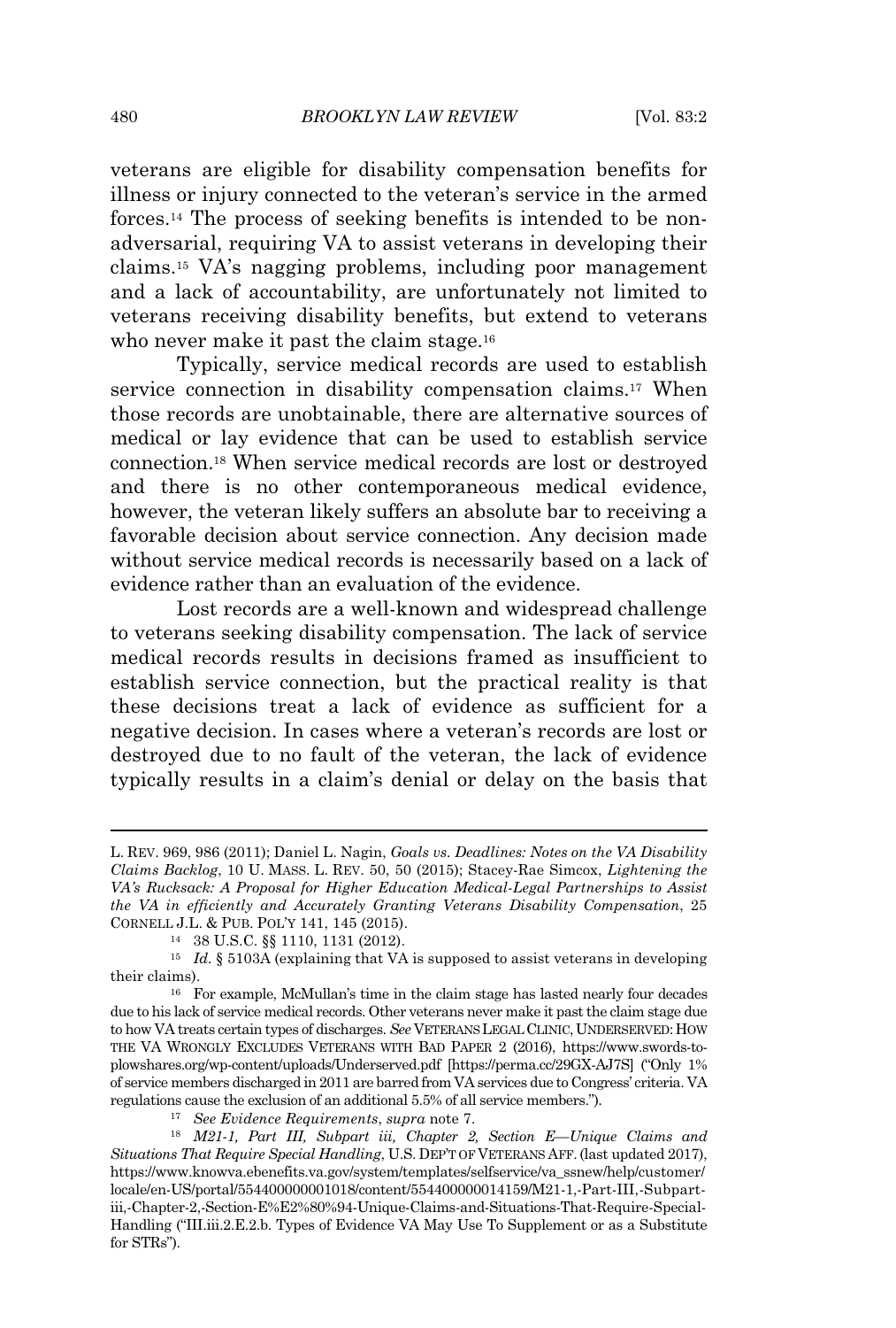veterans are eligible for disability compensation benefits for illness or injury connected to the veteran's service in the armed forces.[14] The process of seeking benefits is intended to be non-adversarial, requiring VA to assist veterans in developing their claims.[15] VA's nagging problems, including poor management and a lack of accountability, are unfortunately not limited to veterans receiving disability benefits, but extend to veterans who never make it past the claim stage.[16]

Typically, service medical records are used to establish service connection in disability compensation claims.[17] When those records are unobtainable, there are alternative sources of medical or lay evidence that can be used to establish service connection.[18] When service medical records are lost or destroyed and there is no other contemporaneous medical evidence, however, the veteran likely suffers an absolute bar to receiving a favorable decision about service connection. Any decision made without service medical records is necessarily based on a lack of evidence rather than an evaluation of the evidence.

Lost records are a well-known and widespread challenge to veterans seeking disability compensation. The lack of service medical records results in decisions framed as insufficient to establish service connection, but the practical reality is that these decisions treat a lack of evidence as sufficient for a negative decision. In cases where a veteran's records are lost or destroyed due to no fault of the veteran, the lack of evidence typically results in a claim's denial or delay on the basis that

---

L. REV. 969, 986 (2011); Daniel L. Nagin, *Goals vs. Deadlines: Notes on the VA Disability Claims Backlog*, 10 U. MASS. L. REV. 50, 50 (2015); Stacey-Rae Simcox, *Lightening the VA's Rucksack: A Proposal for Higher Education Medical-Legal Partnerships to Assist the VA in efficiently and Accurately Granting Veterans Disability Compensation*, 25 CORNELL J.L. & PUB. POL'Y 141, 145 (2015).

[14] 38 U.S.C. §§ 1110, 1131 (2012).

[15] *Id.* § 5103A (explaining that VA is supposed to assist veterans in developing their claims).

[16] For example, McMullan's time in the claim stage has lasted nearly four decades due to his lack of service medical records. Other veterans never make it past the claim stage due to how VA treats certain types of discharges. *See* VETERANS LEGAL CLINIC, UNDERSERVED: HOW THE VA WRONGLY EXCLUDES VETERANS WITH BAD PAPER 2 (2016), https://www.swords-to-plowshares.org/wp-content/uploads/Underserved.pdf [https://perma.cc/29GX-AJ7S] ("Only 1% of service members discharged in 2011 are barred from VA services due to Congress' criteria. VA regulations cause the exclusion of an additional 5.5% of all service members.").

[17] *See Evidence Requirements*, *supra* note 7.

[18] *M21-1, Part III, Subpart iii, Chapter 2, Section E—Unique Claims and Situations That Require Special Handling*, U.S. DEP'T OF VETERANS AFF. (last updated 2017), https://www.knowva.ebenefits.va.gov/system/templates/selfservice/va_ssnew/help/customer/locale/en-US/portal/554400000001018/content/554400000014159/M21-1,-Part-III,-Subpart-iii,-Chapter-2,-Section-E%E2%80%94-Unique-Claims-and-Situations-That-Require-Special-Handling ("III.iii.2.E.2.b. Types of Evidence VA May Use To Supplement or as a Substitute for STRs").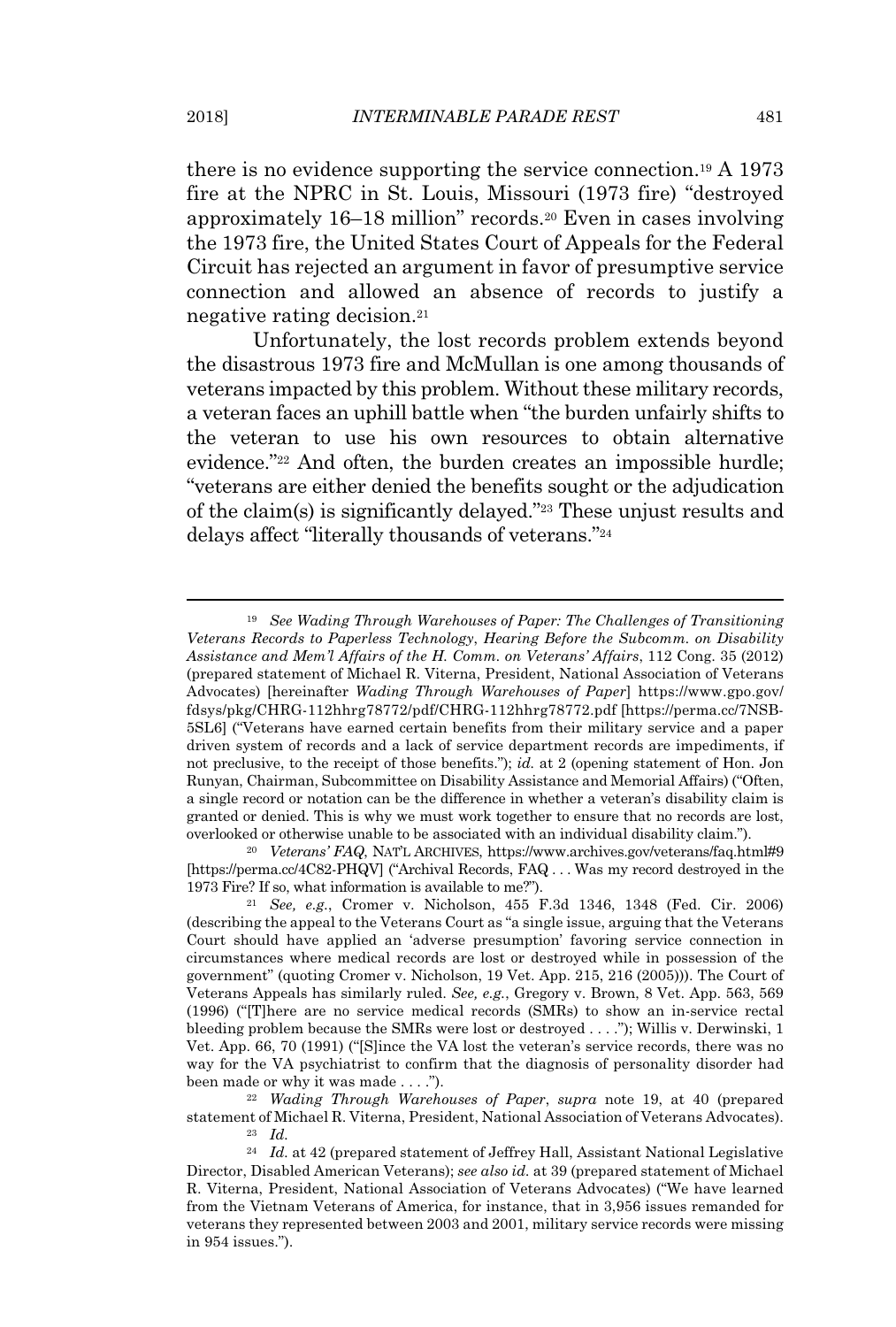there is no evidence supporting the service connection.[19] A 1973 fire at the NPRC in St. Louis, Missouri (1973 fire) "destroyed approximately 16–18 million" records.[20] Even in cases involving the 1973 fire, the United States Court of Appeals for the Federal Circuit has rejected an argument in favor of presumptive service connection and allowed an absence of records to justify a negative rating decision.[21]

Unfortunately, the lost records problem extends beyond the disastrous 1973 fire and McMullan is one among thousands of veterans impacted by this problem. Without these military records, a veteran faces an uphill battle when "the burden unfairly shifts to the veteran to use his own resources to obtain alternative evidence."[22] And often, the burden creates an impossible hurdle; "veterans are either denied the benefits sought or the adjudication of the claim(s) is significantly delayed."[23] These unjust results and delays affect "literally thousands of veterans."[24]

---

[19] *See Wading Through Warehouses of Paper: The Challenges of Transitioning Veterans Records to Paperless Technology*, *Hearing Before the Subcomm. on Disability Assistance and Mem'l Affairs of the H. Comm. on Veterans' Affairs*, 112 Cong. 35 (2012) (prepared statement of Michael R. Viterna, President, National Association of Veterans Advocates) [hereinafter *Wading Through Warehouses of Paper*] https://www.gpo.gov/fdsys/pkg/CHRG-112hhrg78772/pdf/CHRG-112hhrg78772.pdf [https://perma.cc/7NSB-5SL6] ("Veterans have earned certain benefits from their military service and a paper driven system of records and a lack of service department records are impediments, if not preclusive, to the receipt of those benefits."); *id.* at 2 (opening statement of Hon. Jon Runyan, Chairman, Subcommittee on Disability Assistance and Memorial Affairs) ("Often, a single record or notation can be the difference in whether a veteran's disability claim is granted or denied. This is why we must work together to ensure that no records are lost, overlooked or otherwise unable to be associated with an individual disability claim.").

[20] *Veterans' FAQ*, NAT'L ARCHIVES, https://www.archives.gov/veterans/faq.html#9 [https://perma.cc/4C82-PHQV] ("Archival Records, FAQ . . . Was my record destroyed in the 1973 Fire? If so, what information is available to me?").

[21] *See, e.g.*, Cromer v. Nicholson, 455 F.3d 1346, 1348 (Fed. Cir. 2006) (describing the appeal to the Veterans Court as "a single issue, arguing that the Veterans Court should have applied an 'adverse presumption' favoring service connection in circumstances where medical records are lost or destroyed while in possession of the government" (quoting Cromer v. Nicholson, 19 Vet. App. 215, 216 (2005))). The Court of Veterans Appeals has similarly ruled. *See, e.g.*, Gregory v. Brown, 8 Vet. App. 563, 569 (1996) ("[T]here are no service medical records (SMRs) to show an in-service rectal bleeding problem because the SMRs were lost or destroyed . . . ."); Willis v. Derwinski, 1 Vet. App. 66, 70 (1991) ("[S]ince the VA lost the veteran's service records, there was no way for the VA psychiatrist to confirm that the diagnosis of personality disorder had been made or why it was made . . . .").

[22] *Wading Through Warehouses of Paper*, *supra* note 19, at 40 (prepared statement of Michael R. Viterna, President, National Association of Veterans Advocates).

[23] *Id.*

[24] *Id.* at 42 (prepared statement of Jeffrey Hall, Assistant National Legislative Director, Disabled American Veterans); *see also id.* at 39 (prepared statement of Michael R. Viterna, President, National Association of Veterans Advocates) ("We have learned from the Vietnam Veterans of America, for instance, that in 3,956 issues remanded for veterans they represented between 2003 and 2001, military service records were missing in 954 issues.").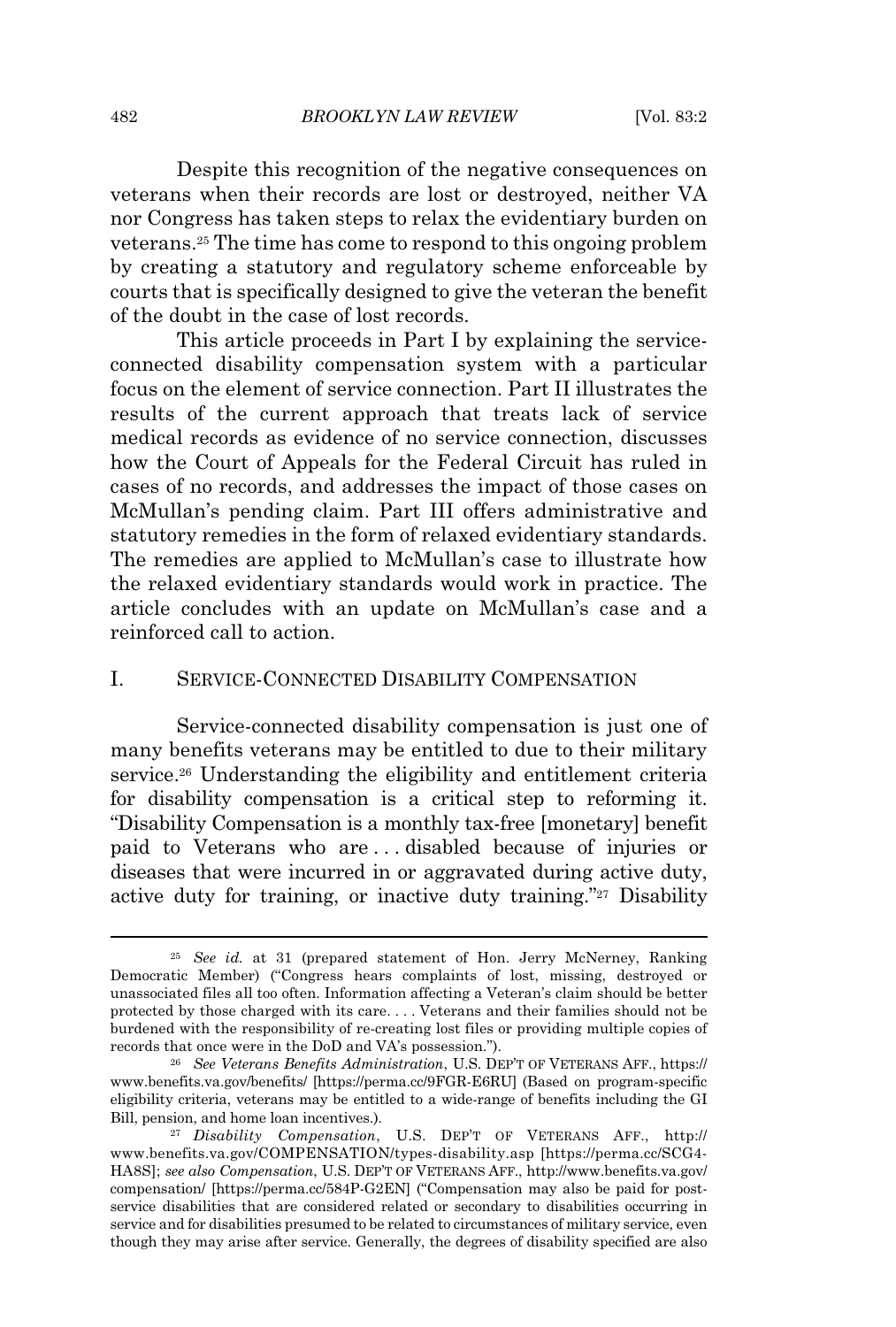Despite this recognition of the negative consequences on veterans when their records are lost or destroyed, neither VA nor Congress has taken steps to relax the evidentiary burden on veterans.[25] The time has come to respond to this ongoing problem by creating a statutory and regulatory scheme enforceable by courts that is specifically designed to give the veteran the benefit of the doubt in the case of lost records.

This article proceeds in Part I by explaining the service-connected disability compensation system with a particular focus on the element of service connection. Part II illustrates the results of the current approach that treats lack of service medical records as evidence of no service connection, discusses how the Court of Appeals for the Federal Circuit has ruled in cases of no records, and addresses the impact of those cases on McMullan's pending claim. Part III offers administrative and statutory remedies in the form of relaxed evidentiary standards. The remedies are applied to McMullan's case to illustrate how the relaxed evidentiary standards would work in practice. The article concludes with an update on McMullan's case and a reinforced call to action.

## I. SERVICE-CONNECTED DISABILITY COMPENSATION

Service-connected disability compensation is just one of many benefits veterans may be entitled to due to their military service.[26] Understanding the eligibility and entitlement criteria for disability compensation is a critical step to reforming it. "Disability Compensation is a monthly tax-free [monetary] benefit paid to Veterans who are . . . disabled because of injuries or diseases that were incurred in or aggravated during active duty, active duty for training, or inactive duty training."[27] Disability

---

[25] *See id.* at 31 (prepared statement of Hon. Jerry McNerney, Ranking Democratic Member) ("Congress hears complaints of lost, missing, destroyed or unassociated files all too often. Information affecting a Veteran's claim should be better protected by those charged with its care. . . . Veterans and their families should not be burdened with the responsibility of re-creating lost files or providing multiple copies of records that once were in the DoD and VA's possession.").

[26] *See Veterans Benefits Administration*, U.S. DEP'T OF VETERANS AFF., https://www.benefits.va.gov/benefits/ [https://perma.cc/9FGR-E6RU] (Based on program-specific eligibility criteria, veterans may be entitled to a wide-range of benefits including the GI Bill, pension, and home loan incentives.).

[27] *Disability Compensation*, U.S. DEP'T OF VETERANS AFF., http://www.benefits.va.gov/COMPENSATION/types-disability.asp [https://perma.cc/SCG4-HA8S]; *see also Compensation*, U.S. DEP'T OF VETERANS AFF., http://www.benefits.va.gov/compensation/ [https://perma.cc/584P-G2EN] ("Compensation may also be paid for post-service disabilities that are considered related or secondary to disabilities occurring in service and for disabilities presumed to be related to circumstances of military service, even though they may arise after service. Generally, the degrees of disability specified are also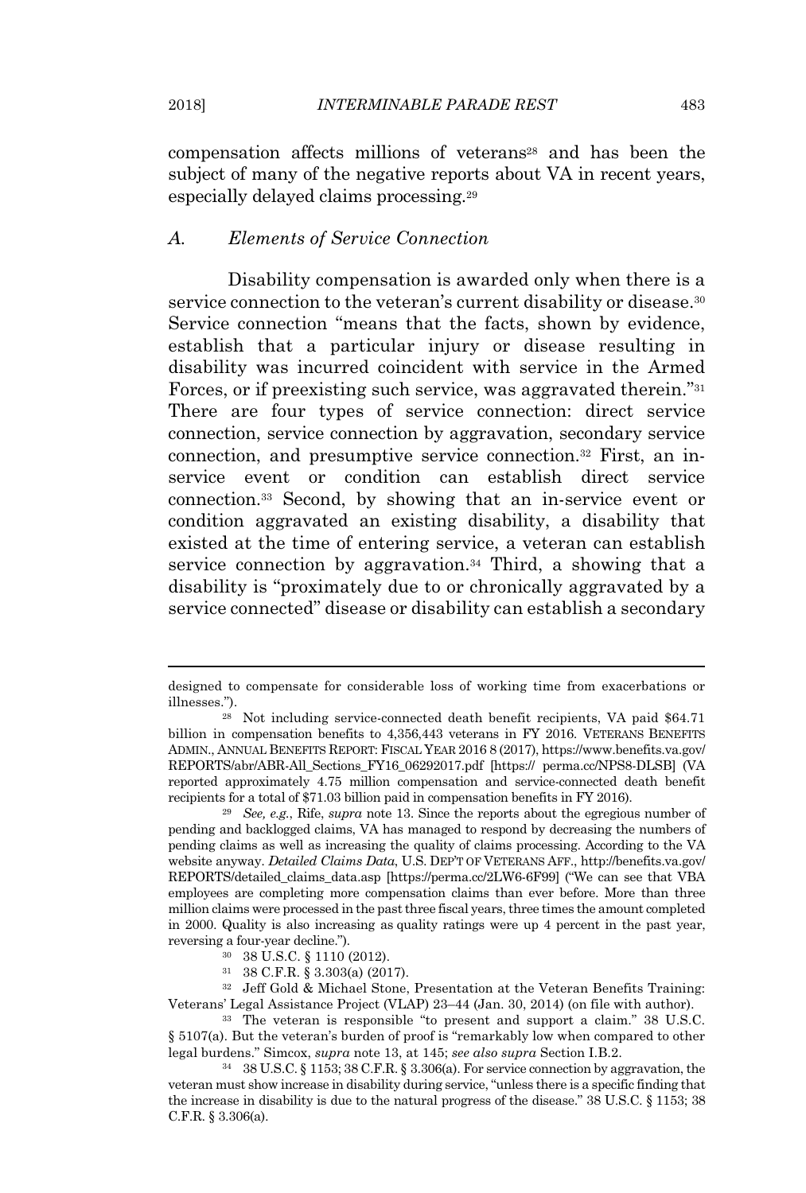compensation affects millions of veterans[28] and has been the subject of many of the negative reports about VA in recent years, especially delayed claims processing.[29]

### A. Elements of Service Connection

Disability compensation is awarded only when there is a service connection to the veteran's current disability or disease.[30] Service connection "means that the facts, shown by evidence, establish that a particular injury or disease resulting in disability was incurred coincident with service in the Armed Forces, or if preexisting such service, was aggravated therein."[31] There are four types of service connection: direct service connection, service connection by aggravation, secondary service connection, and presumptive service connection.[32] First, an in-service event or condition can establish direct service connection.[33] Second, by showing that an in-service event or condition aggravated an existing disability, a disability that existed at the time of entering service, a veteran can establish service connection by aggravation.[34] Third, a showing that a disability is "proximately due to or chronically aggravated by a service connected" disease or disability can establish a secondary

---

designed to compensate for considerable loss of working time from exacerbations or illnesses.").

[28] Not including service-connected death benefit recipients, VA paid $64.71 billion in compensation benefits to 4,356,443 veterans in FY 2016. VETERANS BENEFITS ADMIN., ANNUAL BENEFITS REPORT: FISCAL YEAR 2016 8 (2017), https://www.benefits.va.gov/REPORTS/abr/ABR-All_Sections_FY16_06292017.pdf [https:// perma.cc/NPS8-DLSB] (VA reported approximately 4.75 million compensation and service-connected death benefit recipients for a total of $71.03 billion paid in compensation benefits in FY 2016).

[29] *See, e.g.*, Rife, *supra* note 13. Since the reports about the egregious number of pending and backlogged claims, VA has managed to respond by decreasing the numbers of pending claims as well as increasing the quality of claims processing. According to the VA website anyway. *Detailed Claims Data*, U.S. DEP'T OF VETERANS AFF., http://benefits.va.gov/REPORTS/detailed_claims_data.asp [https://perma.cc/2LW6-6F99] ("We can see that VBA employees are completing more compensation claims than ever before. More than three million claims were processed in the past three fiscal years, three times the amount completed in 2000. Quality is also increasing as quality ratings were up 4 percent in the past year, reversing a four-year decline.").

[30] 38 U.S.C. § 1110 (2012).

[31] 38 C.F.R. § 3.303(a) (2017).

[32] Jeff Gold & Michael Stone, Presentation at the Veteran Benefits Training: Veterans' Legal Assistance Project (VLAP) 23–44 (Jan. 30, 2014) (on file with author).

[33] The veteran is responsible "to present and support a claim." 38 U.S.C. § 5107(a). But the veteran's burden of proof is "remarkably low when compared to other legal burdens." Simcox, *supra* note 13, at 145; *see also supra* Section I.B.2.

[34] 38 U.S.C. § 1153; 38 C.F.R. § 3.306(a). For service connection by aggravation, the veteran must show increase in disability during service, "unless there is a specific finding that the increase in disability is due to the natural progress of the disease." 38 U.S.C. § 1153; 38 C.F.R. § 3.306(a).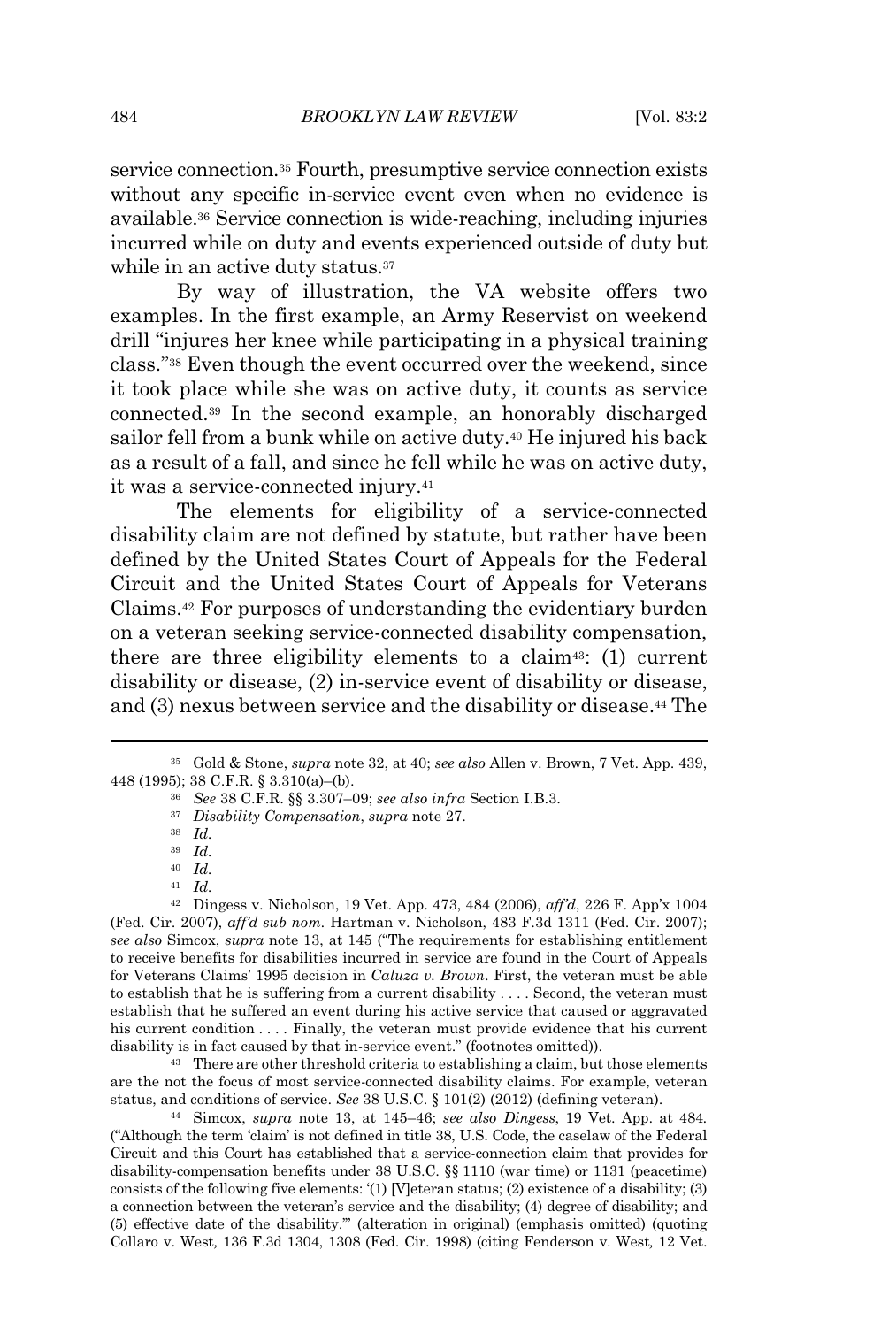service connection.[35] Fourth, presumptive service connection exists without any specific in-service event even when no evidence is available.[36] Service connection is wide-reaching, including injuries incurred while on duty and events experienced outside of duty but while in an active duty status.[37]

By way of illustration, the VA website offers two examples. In the first example, an Army Reservist on weekend drill "injures her knee while participating in a physical training class."[38] Even though the event occurred over the weekend, since it took place while she was on active duty, it counts as service connected.[39] In the second example, an honorably discharged sailor fell from a bunk while on active duty.[40] He injured his back as a result of a fall, and since he fell while he was on active duty, it was a service-connected injury.[41]

The elements for eligibility of a service-connected disability claim are not defined by statute, but rather have been defined by the United States Court of Appeals for the Federal Circuit and the United States Court of Appeals for Veterans Claims.[42] For purposes of understanding the evidentiary burden on a veteran seeking service-connected disability compensation, there are three eligibility elements to a claim[43]: (1) current disability or disease, (2) in-service event of disability or disease, and (3) nexus between service and the disability or disease.[44] The

---

[35] Gold & Stone, *supra* note 32, at 40; *see also* Allen v. Brown, 7 Vet. App. 439, 448 (1995); 38 C.F.R. § 3.310(a)–(b).

[36] *See* 38 C.F.R. §§ 3.307–09; *see also infra* Section I.B.3.

[37] *Disability Compensation*, *supra* note 27.

[38] *Id.*

[39] *Id.*

[40] *Id.*

[41] *Id.*

[42] Dingess v. Nicholson, 19 Vet. App. 473, 484 (2006), *aff'd*, 226 F. App'x 1004 (Fed. Cir. 2007), *aff'd sub nom.* Hartman v. Nicholson, 483 F.3d 1311 (Fed. Cir. 2007); *see also* Simcox, *supra* note 13, at 145 ("The requirements for establishing entitlement to receive benefits for disabilities incurred in service are found in the Court of Appeals for Veterans Claims' 1995 decision in *Caluza v. Brown*. First, the veteran must be able to establish that he is suffering from a current disability . . . . Second, the veteran must establish that he suffered an event during his active service that caused or aggravated his current condition . . . . Finally, the veteran must provide evidence that his current disability is in fact caused by that in-service event." (footnotes omitted)).

[43] There are other threshold criteria to establishing a claim, but those elements are the not the focus of most service-connected disability claims. For example, veteran status, and conditions of service. *See* 38 U.S.C. § 101(2) (2012) (defining veteran).

[44] Simcox, *supra* note 13, at 145–46; *see also Dingess*, 19 Vet. App. at 484. ("Although the term 'claim' is not defined in title 38, U.S. Code, the caselaw of the Federal Circuit and this Court has established that a service-connection claim that provides for disability-compensation benefits under 38 U.S.C. §§ 1110 (war time) or 1131 (peacetime) consists of the following five elements: '(1) [V]eteran status; (2) existence of a disability; (3) a connection between the veteran's service and the disability; (4) degree of disability; and (5) effective date of the disability.'" (alteration in original) (emphasis omitted) (quoting Collaro v. West*,* 136 F.3d 1304, 1308 (Fed. Cir. 1998) (citing Fenderson v. West*,* 12 Vet.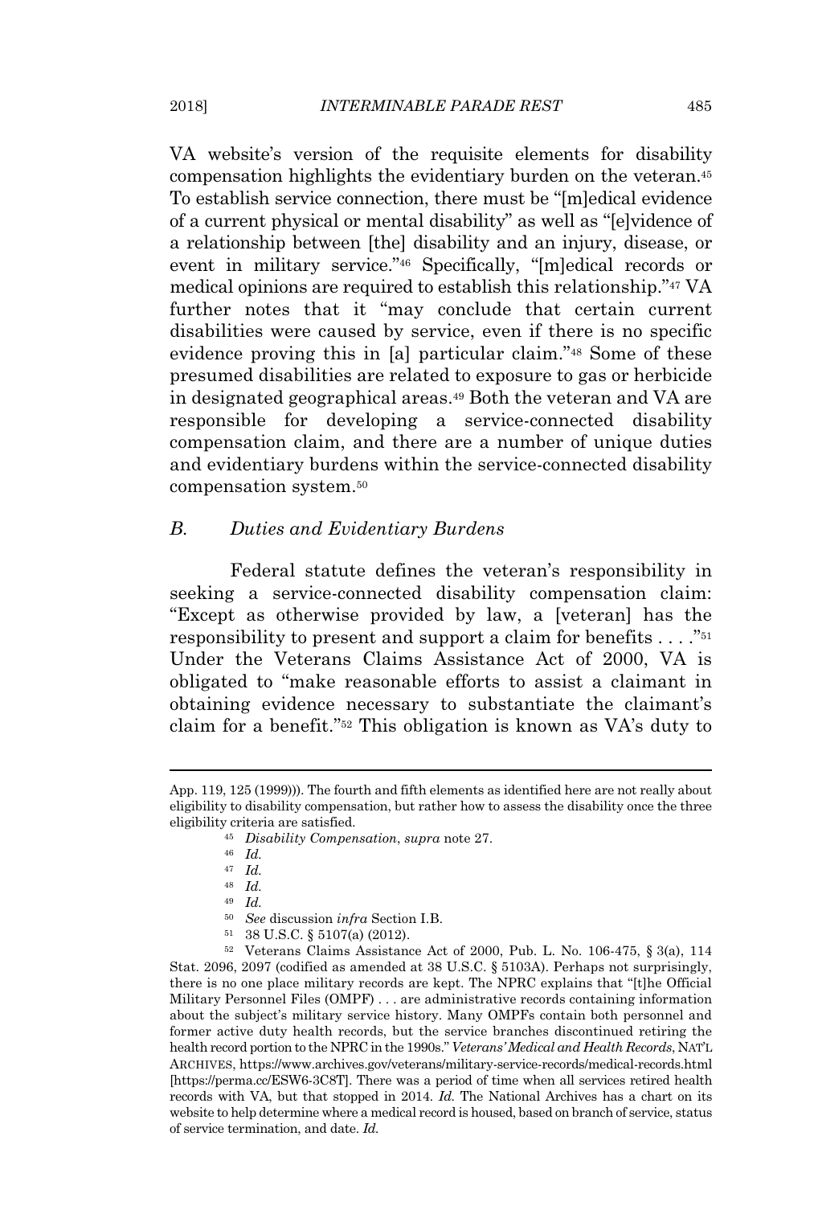VA website's version of the requisite elements for disability compensation highlights the evidentiary burden on the veteran.[45] To establish service connection, there must be "[m]edical evidence of a current physical or mental disability" as well as "[e]vidence of a relationship between [the] disability and an injury, disease, or event in military service."[46] Specifically, "[m]edical records or medical opinions are required to establish this relationship."[47] VA further notes that it "may conclude that certain current disabilities were caused by service, even if there is no specific evidence proving this in [a] particular claim."[48] Some of these presumed disabilities are related to exposure to gas or herbicide in designated geographical areas.[49] Both the veteran and VA are responsible for developing a service-connected disability compensation claim, and there are a number of unique duties and evidentiary burdens within the service-connected disability compensation system.[50]

### *B. Duties and Evidentiary Burdens*

Federal statute defines the veteran's responsibility in seeking a service-connected disability compensation claim: "Except as otherwise provided by law, a [veteran] has the responsibility to present and support a claim for benefits . . . ."[51] Under the Veterans Claims Assistance Act of 2000, VA is obligated to "make reasonable efforts to assist a claimant in obtaining evidence necessary to substantiate the claimant's claim for a benefit."[52] This obligation is known as VA's duty to

---

App. 119, 125 (1999))). The fourth and fifth elements as identified here are not really about eligibility to disability compensation, but rather how to assess the disability once the three eligibility criteria are satisfied.

[45] *Disability Compensation*, *supra* note 27.

[46] *Id.*

[47] *Id.*

[48] *Id.*

[49] *Id.*

[50] *See* discussion *infra* Section I.B.

[51] 38 U.S.C. § 5107(a) (2012).

[52] Veterans Claims Assistance Act of 2000, Pub. L. No. 106-475, § 3(a), 114 Stat. 2096, 2097 (codified as amended at 38 U.S.C. § 5103A). Perhaps not surprisingly, there is no one place military records are kept. The NPRC explains that "[t]he Official Military Personnel Files (OMPF) . . . are administrative records containing information about the subject's military service history. Many OMPFs contain both personnel and former active duty health records, but the service branches discontinued retiring the health record portion to the NPRC in the 1990s." *Veterans' Medical and Health Records*, NAT'L ARCHIVES, https://www.archives.gov/veterans/military-service-records/medical-records.html [https://perma.cc/ESW6-3C8T]. There was a period of time when all services retired health records with VA, but that stopped in 2014. *Id.* The National Archives has a chart on its website to help determine where a medical record is housed, based on branch of service, status of service termination, and date. *Id.*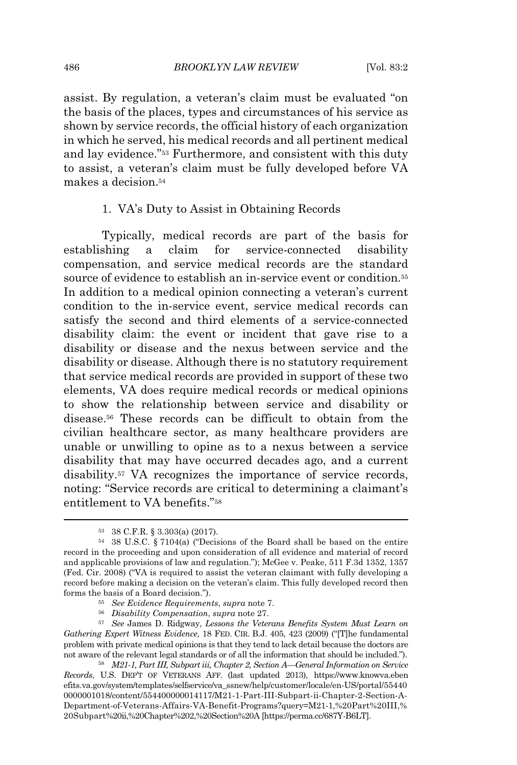assist. By regulation, a veteran's claim must be evaluated "on the basis of the places, types and circumstances of his service as shown by service records, the official history of each organization in which he served, his medical records and all pertinent medical and lay evidence."[53] Furthermore, and consistent with this duty to assist, a veteran's claim must be fully developed before VA makes a decision.[54]

### 1. VA's Duty to Assist in Obtaining Records

Typically, medical records are part of the basis for establishing a claim for service-connected disability compensation, and service medical records are the standard source of evidence to establish an in-service event or condition.[55] In addition to a medical opinion connecting a veteran's current condition to the in-service event, service medical records can satisfy the second and third elements of a service-connected disability claim: the event or incident that gave rise to a disability or disease and the nexus between service and the disability or disease. Although there is no statutory requirement that service medical records are provided in support of these two elements, VA does require medical records or medical opinions to show the relationship between service and disability or disease.[56] These records can be difficult to obtain from the civilian healthcare sector, as many healthcare providers are unable or unwilling to opine as to a nexus between a service disability that may have occurred decades ago, and a current disability.[57] VA recognizes the importance of service records, noting: "Service records are critical to determining a claimant's entitlement to VA benefits."[58]

---

[53] 38 C.F.R. § 3.303(a) (2017).

[54] 38 U.S.C. § 7104(a) ("Decisions of the Board shall be based on the entire record in the proceeding and upon consideration of all evidence and material of record and applicable provisions of law and regulation."); McGee v. Peake, 511 F.3d 1352, 1357 (Fed. Cir. 2008) ("VA is required to assist the veteran claimant with fully developing a record before making a decision on the veteran's claim. This fully developed record then forms the basis of a Board decision.").

[55] *See Evidence Requirements*, *supra* note 7.

[56] *Disability Compensation*, *supra* note 27.

[57] *See* James D. Ridgway, *Lessons the Veterans Benefits System Must Learn on Gathering Expert Witness Evidence*, 18 FED. CIR. B.J. 405, 423 (2009) ("[T]he fundamental problem with private medical opinions is that they tend to lack detail because the doctors are not aware of the relevant legal standards or of all the information that should be included.").

[58] *M21-1, Part III, Subpart iii, Chapter 2, Section A—General Information on Service Records*, U.S. DEP'T OF VETERANS AFF. (last updated 2013), https://www.knowva.ebenefits.va.gov/system/templates/selfservice/va_ssnew/help/customer/locale/en-US/portal/554400000001018/content/554400000014117/M21-1-Part-III-Subpart-ii-Chapter-2-Section-A-Department-of-Veterans-Affairs-VA-Benefit-Programs?query=M21-1,%20Part%20III,%20Subpart%20ii,%20Chapter%202,%20Section%20A [https://perma.cc/687Y-B6LT].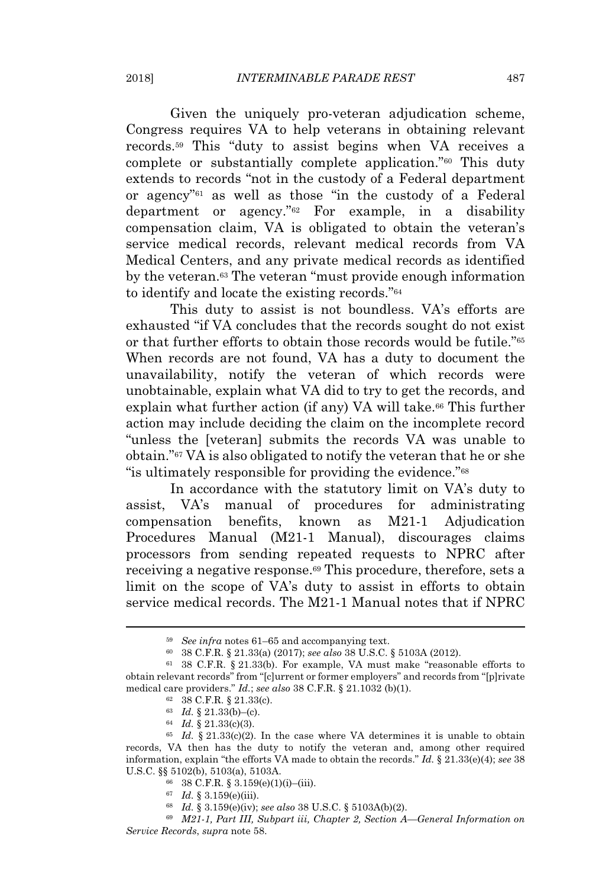Given the uniquely pro-veteran adjudication scheme, Congress requires VA to help veterans in obtaining relevant records.[59] This "duty to assist begins when VA receives a complete or substantially complete application."[60] This duty extends to records "not in the custody of a Federal department or agency"[61] as well as those "in the custody of a Federal department or agency."[62] For example, in a disability compensation claim, VA is obligated to obtain the veteran's service medical records, relevant medical records from VA Medical Centers, and any private medical records as identified by the veteran.[63] The veteran "must provide enough information to identify and locate the existing records."[64]

This duty to assist is not boundless. VA's efforts are exhausted "if VA concludes that the records sought do not exist or that further efforts to obtain those records would be futile."[65] When records are not found, VA has a duty to document the unavailability, notify the veteran of which records were unobtainable, explain what VA did to try to get the records, and explain what further action (if any) VA will take.[66] This further action may include deciding the claim on the incomplete record "unless the [veteran] submits the records VA was unable to obtain."[67] VA is also obligated to notify the veteran that he or she "is ultimately responsible for providing the evidence."[68]

In accordance with the statutory limit on VA's duty to assist, VA's manual of procedures for administrating compensation benefits, known as M21-1 Adjudication Procedures Manual (M21-1 Manual), discourages claims processors from sending repeated requests to NPRC after receiving a negative response.[69] This procedure, therefore, sets a limit on the scope of VA's duty to assist in efforts to obtain service medical records. The M21-1 Manual notes that if NPRC

---

[59] *See infra* notes 61–65 and accompanying text.

[60] 38 C.F.R. § 21.33(a) (2017); *see also* 38 U.S.C. § 5103A (2012).

[61] 38 C.F.R. § 21.33(b). For example, VA must make "reasonable efforts to obtain relevant records" from "[c]urrent or former employers" and records from "[p]rivate medical care providers." *Id.*; *see also* 38 C.F.R. § 21.1032 (b)(1).

[62] 38 C.F.R. § 21.33(c).

[63] *Id.* § 21.33(b)–(c).

[64] *Id.* § 21.33(c)(3).

[65] *Id.* § 21.33(c)(2). In the case where VA determines it is unable to obtain records, VA then has the duty to notify the veteran and, among other required information, explain "the efforts VA made to obtain the records." *Id.* § 21.33(e)(4); *see* 38 U.S.C. §§ 5102(b), 5103(a), 5103A.

[66] 38 C.F.R. § 3.159(e)(1)(i)–(iii).

[67] *Id.* § 3.159(e)(iii).

[68] *Id.* § 3.159(e)(iv); *see also* 38 U.S.C. § 5103A(b)(2).

[69] *M21-1, Part III, Subpart iii, Chapter 2, Section A—General Information on Service Records*, *supra* note 58.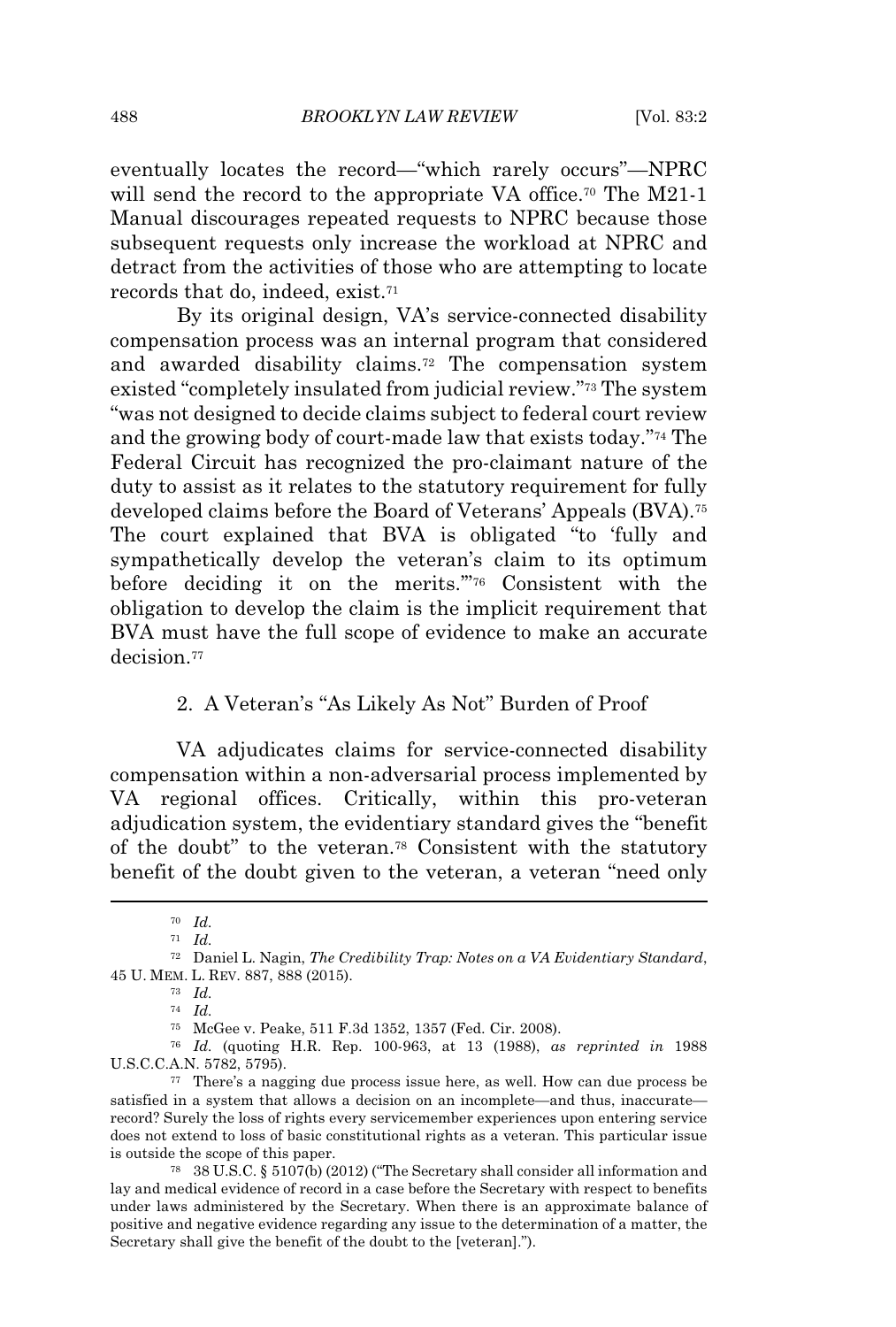eventually locates the record—"which rarely occurs"—NPRC will send the record to the appropriate VA office.[70] The M21-1 Manual discourages repeated requests to NPRC because those subsequent requests only increase the workload at NPRC and detract from the activities of those who are attempting to locate records that do, indeed, exist.[71]

By its original design, VA's service-connected disability compensation process was an internal program that considered and awarded disability claims.[72] The compensation system existed "completely insulated from judicial review."[73] The system "was not designed to decide claims subject to federal court review and the growing body of court-made law that exists today."[74] The Federal Circuit has recognized the pro-claimant nature of the duty to assist as it relates to the statutory requirement for fully developed claims before the Board of Veterans' Appeals (BVA).[75] The court explained that BVA is obligated "to 'fully and sympathetically develop the veteran's claim to its optimum before deciding it on the merits.'"[76] Consistent with the obligation to develop the claim is the implicit requirement that BVA must have the full scope of evidence to make an accurate decision.[77]

### 2. A Veteran's "As Likely As Not" Burden of Proof

VA adjudicates claims for service-connected disability compensation within a non-adversarial process implemented by VA regional offices. Critically, within this pro-veteran adjudication system, the evidentiary standard gives the "benefit of the doubt" to the veteran.[78] Consistent with the statutory benefit of the doubt given to the veteran, a veteran "need only

---

[70] *Id.*

[71] *Id.*

[72] Daniel L. Nagin, *The Credibility Trap: Notes on a VA Evidentiary Standard*, 45 U. MEM. L. REV. 887, 888 (2015).

[73] *Id.*

[74] *Id.*

[75] McGee v. Peake, 511 F.3d 1352, 1357 (Fed. Cir. 2008).

[76] *Id.* (quoting H.R. Rep. 100-963, at 13 (1988), *as reprinted in* 1988 U.S.C.C.A.N. 5782, 5795).

[77] There's a nagging due process issue here, as well. How can due process be satisfied in a system that allows a decision on an incomplete—and thus, inaccurate—record? Surely the loss of rights every servicemember experiences upon entering service does not extend to loss of basic constitutional rights as a veteran. This particular issue is outside the scope of this paper.

[78] 38 U.S.C. § 5107(b) (2012) ("The Secretary shall consider all information and lay and medical evidence of record in a case before the Secretary with respect to benefits under laws administered by the Secretary. When there is an approximate balance of positive and negative evidence regarding any issue to the determination of a matter, the Secretary shall give the benefit of the doubt to the [veteran].").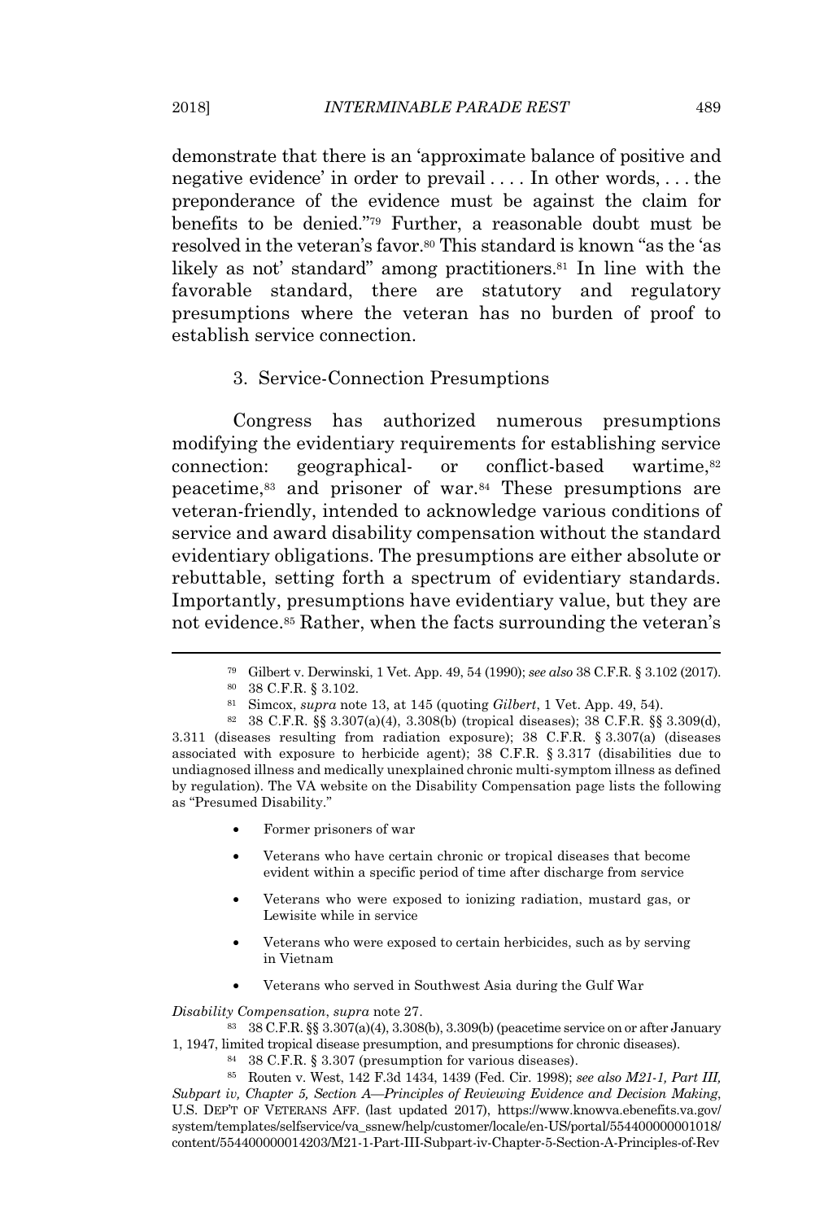demonstrate that there is an 'approximate balance of positive and negative evidence' in order to prevail . . . . In other words, . . . the preponderance of the evidence must be against the claim for benefits to be denied."[79] Further, a reasonable doubt must be resolved in the veteran's favor.[80] This standard is known "as the 'as likely as not' standard" among practitioners.[81] In line with the favorable standard, there are statutory and regulatory presumptions where the veteran has no burden of proof to establish service connection.

### 3. Service-Connection Presumptions

Congress has authorized numerous presumptions modifying the evidentiary requirements for establishing service connection: geographical- or conflict-based wartime,[82] peacetime,[83] and prisoner of war.[84] These presumptions are veteran-friendly, intended to acknowledge various conditions of service and award disability compensation without the standard evidentiary obligations. The presumptions are either absolute or rebuttable, setting forth a spectrum of evidentiary standards. Importantly, presumptions have evidentiary value, but they are not evidence.[85] Rather, when the facts surrounding the veteran's

---

[79] Gilbert v. Derwinski, 1 Vet. App. 49, 54 (1990); *see also* 38 C.F.R. § 3.102 (2017).

[80] 38 C.F.R. § 3.102.

[81] Simcox, *supra* note 13, at 145 (quoting *Gilbert*, 1 Vet. App. 49, 54).

[82] 38 C.F.R. §§ 3.307(a)(4), 3.308(b) (tropical diseases); 38 C.F.R. §§ 3.309(d), 3.311 (diseases resulting from radiation exposure); 38 C.F.R. § 3.307(a) (diseases associated with exposure to herbicide agent); 38 C.F.R. § 3.317 (disabilities due to undiagnosed illness and medically unexplained chronic multi-symptom illness as defined by regulation). The VA website on the Disability Compensation page lists the following as "Presumed Disability."

- Former prisoners of war
- Veterans who have certain chronic or tropical diseases that become evident within a specific period of time after discharge from service
- Veterans who were exposed to ionizing radiation, mustard gas, or Lewisite while in service
- Veterans who were exposed to certain herbicides, such as by serving in Vietnam
- Veterans who served in Southwest Asia during the Gulf War

*Disability Compensation*, *supra* note 27.

[83] 38 C.F.R. §§ 3.307(a)(4), 3.308(b), 3.309(b) (peacetime service on or after January 1, 1947, limited tropical disease presumption, and presumptions for chronic diseases).

[84] 38 C.F.R. § 3.307 (presumption for various diseases).

[85] Routen v. West, 142 F.3d 1434, 1439 (Fed. Cir. 1998); *see also M21-1, Part III, Subpart iv, Chapter 5, Section A—Principles of Reviewing Evidence and Decision Making*, U.S. DEP'T OF VETERANS AFF. (last updated 2017), https://www.knowva.ebenefits.va.gov/system/templates/selfservice/va_ssnew/help/customer/locale/en-US/portal/554400000001018/content/554400000014203/M21-1-Part-III-Subpart-iv-Chapter-5-Section-A-Principles-of-Rev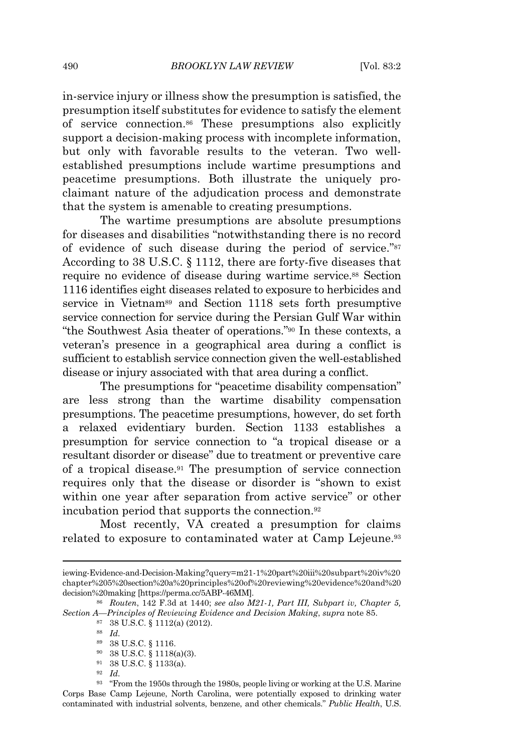in-service injury or illness show the presumption is satisfied, the presumption itself substitutes for evidence to satisfy the element of service connection.[86] These presumptions also explicitly support a decision-making process with incomplete information, but only with favorable results to the veteran. Two well-established presumptions include wartime presumptions and peacetime presumptions. Both illustrate the uniquely pro-claimant nature of the adjudication process and demonstrate that the system is amenable to creating presumptions.

The wartime presumptions are absolute presumptions for diseases and disabilities "notwithstanding there is no record of evidence of such disease during the period of service."[87] According to 38 U.S.C. § 1112, there are forty-five diseases that require no evidence of disease during wartime service.[88] Section 1116 identifies eight diseases related to exposure to herbicides and service in Vietnam[89] and Section 1118 sets forth presumptive service connection for service during the Persian Gulf War within "the Southwest Asia theater of operations."[90] In these contexts, a veteran's presence in a geographical area during a conflict is sufficient to establish service connection given the well-established disease or injury associated with that area during a conflict.

The presumptions for "peacetime disability compensation" are less strong than the wartime disability compensation presumptions. The peacetime presumptions, however, do set forth a relaxed evidentiary burden. Section 1133 establishes a presumption for service connection to "a tropical disease or a resultant disorder or disease" due to treatment or preventive care of a tropical disease.[91] The presumption of service connection requires only that the disease or disorder is "shown to exist within one year after separation from active service" or other incubation period that supports the connection.[92]

Most recently, VA created a presumption for claims related to exposure to contaminated water at Camp Lejeune.[93]

---

iewing-Evidence-and-Decision-Making?query=m21-1%20part%20iii%20subpart%20iv%20chapter%205%20section%20a%20principles%20of%20reviewing%20evidence%20and%20decision%20making [https://perma.cc/5ABP-46MM].

[86] *Routen*, 142 F.3d at 1440; *see also M21-1, Part III, Subpart iv, Chapter 5, Section A—Principles of Reviewing Evidence and Decision Making*, *supra* note 85.

[87] 38 U.S.C. § 1112(a) (2012).

[88] *Id.*

[89] 38 U.S.C. § 1116.

[90] 38 U.S.C. § 1118(a)(3).

[91] 38 U.S.C. § 1133(a).

[92] *Id.*

[93] "From the 1950s through the 1980s, people living or working at the U.S. Marine Corps Base Camp Lejeune, North Carolina, were potentially exposed to drinking water contaminated with industrial solvents, benzene, and other chemicals." *Public Health*, U.S.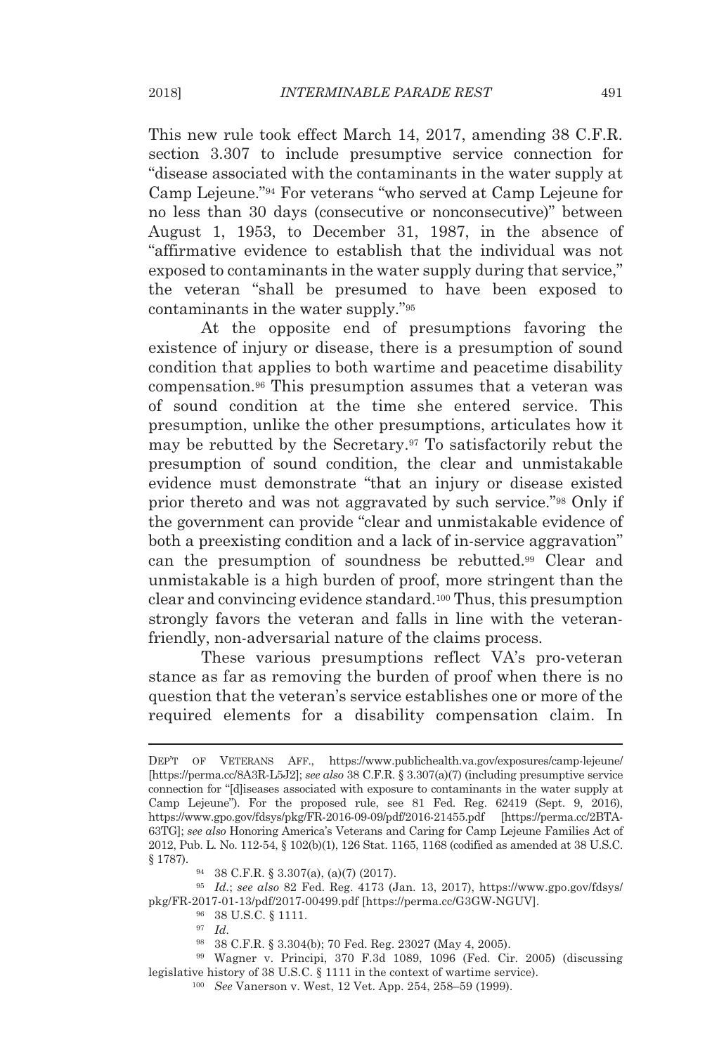This new rule took effect March 14, 2017, amending 38 C.F.R. section 3.307 to include presumptive service connection for "disease associated with the contaminants in the water supply at Camp Lejeune."[94] For veterans "who served at Camp Lejeune for no less than 30 days (consecutive or nonconsecutive)" between August 1, 1953, to December 31, 1987, in the absence of "affirmative evidence to establish that the individual was not exposed to contaminants in the water supply during that service," the veteran "shall be presumed to have been exposed to contaminants in the water supply."[95]

At the opposite end of presumptions favoring the existence of injury or disease, there is a presumption of sound condition that applies to both wartime and peacetime disability compensation.[96] This presumption assumes that a veteran was of sound condition at the time she entered service. This presumption, unlike the other presumptions, articulates how it may be rebutted by the Secretary.[97] To satisfactorily rebut the presumption of sound condition, the clear and unmistakable evidence must demonstrate "that an injury or disease existed prior thereto and was not aggravated by such service."[98] Only if the government can provide "clear and unmistakable evidence of both a preexisting condition and a lack of in-service aggravation" can the presumption of soundness be rebutted.[99] Clear and unmistakable is a high burden of proof, more stringent than the clear and convincing evidence standard.[100] Thus, this presumption strongly favors the veteran and falls in line with the veteran-friendly, non-adversarial nature of the claims process.

These various presumptions reflect VA's pro-veteran stance as far as removing the burden of proof when there is no question that the veteran's service establishes one or more of the required elements for a disability compensation claim. In

---

DEP'T OF VETERANS AFF., https://www.publichealth.va.gov/exposures/camp-lejeune/ [https://perma.cc/8A3R-L5J2]; *see also* 38 C.F.R. § 3.307(a)(7) (including presumptive service connection for "[d]iseases associated with exposure to contaminants in the water supply at Camp Lejeune"). For the proposed rule, see 81 Fed. Reg. 62419 (Sept. 9, 2016), https://www.gpo.gov/fdsys/pkg/FR-2016-09-09/pdf/2016-21455.pdf [https://perma.cc/2BTA-63TG]; *see also* Honoring America's Veterans and Caring for Camp Lejeune Families Act of 2012, Pub. L. No. 112-54, § 102(b)(1), 126 Stat. 1165, 1168 (codified as amended at 38 U.S.C. § 1787).

[94] 38 C.F.R. § 3.307(a), (a)(7) (2017).

[95] *Id.*; *see also* 82 Fed. Reg. 4173 (Jan. 13, 2017), https://www.gpo.gov/fdsys/pkg/FR-2017-01-13/pdf/2017-00499.pdf [https://perma.cc/G3GW-NGUV].

[96] 38 U.S.C. § 1111.

[97] *Id.*

[98] 38 C.F.R. § 3.304(b); 70 Fed. Reg. 23027 (May 4, 2005).

[99] Wagner v. Principi, 370 F.3d 1089, 1096 (Fed. Cir. 2005) (discussing legislative history of 38 U.S.C. § 1111 in the context of wartime service).

[100] *See* Vanerson v. West, 12 Vet. App. 254, 258–59 (1999).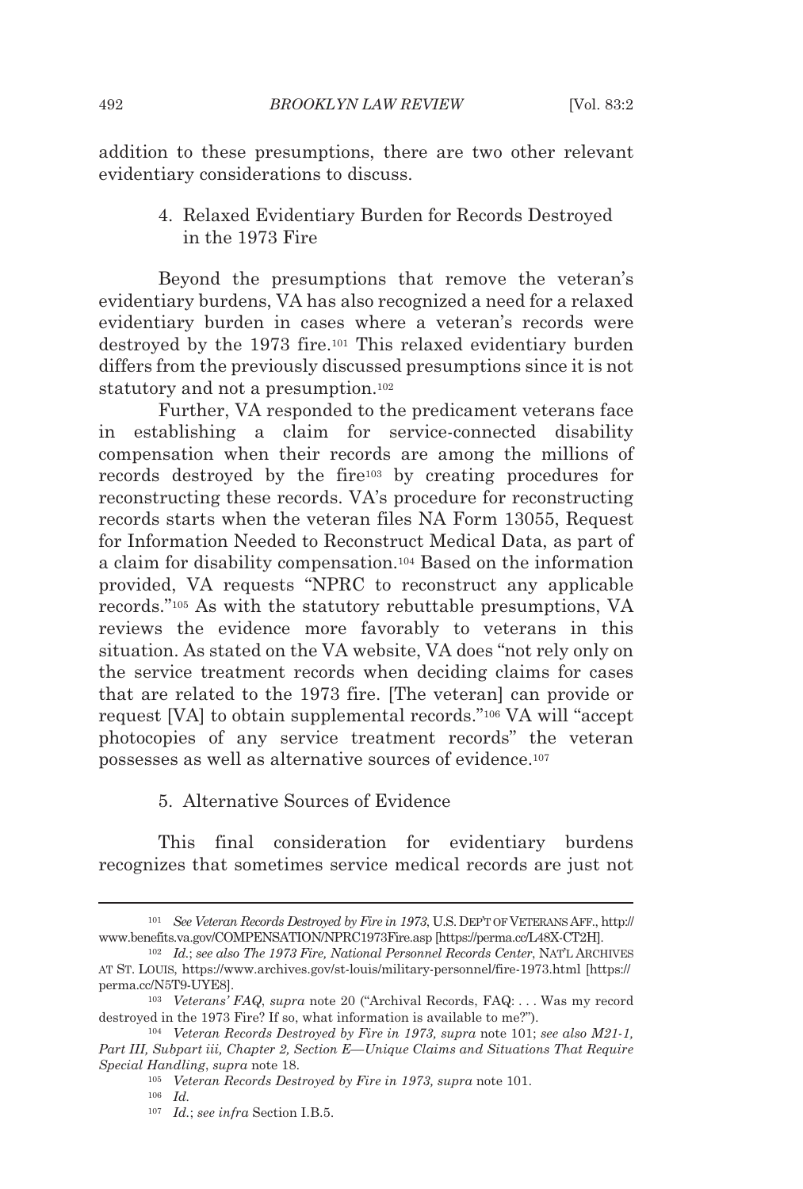addition to these presumptions, there are two other relevant evidentiary considerations to discuss.

#### 4. Relaxed Evidentiary Burden for Records Destroyed in the 1973 Fire

Beyond the presumptions that remove the veteran's evidentiary burdens, VA has also recognized a need for a relaxed evidentiary burden in cases where a veteran's records were destroyed by the 1973 fire.[101] This relaxed evidentiary burden differs from the previously discussed presumptions since it is not statutory and not a presumption.[102]

Further, VA responded to the predicament veterans face in establishing a claim for service-connected disability compensation when their records are among the millions of records destroyed by the fire[103] by creating procedures for reconstructing these records. VA's procedure for reconstructing records starts when the veteran files NA Form 13055, Request for Information Needed to Reconstruct Medical Data, as part of a claim for disability compensation.[104] Based on the information provided, VA requests "NPRC to reconstruct any applicable records."[105] As with the statutory rebuttable presumptions, VA reviews the evidence more favorably to veterans in this situation. As stated on the VA website, VA does "not rely only on the service treatment records when deciding claims for cases that are related to the 1973 fire. [The veteran] can provide or request [VA] to obtain supplemental records."[106] VA will "accept photocopies of any service treatment records" the veteran possesses as well as alternative sources of evidence.[107]

#### 5. Alternative Sources of Evidence

This final consideration for evidentiary burdens recognizes that sometimes service medical records are just not

---

[101] *See Veteran Records Destroyed by Fire in 1973*, U.S. DEP'T OF VETERANS AFF., http://www.benefits.va.gov/COMPENSATION/NPRC1973Fire.asp [https://perma.cc/L48X-CT2H].

[102] *Id.*; *see also The 1973 Fire, National Personnel Records Center*, NAT'L ARCHIVES AT ST. LOUIS, https://www.archives.gov/st-louis/military-personnel/fire-1973.html [https://perma.cc/N5T9-UYE8].

[103] *Veterans' FAQ*, *supra* note 20 ("Archival Records, FAQ: . . . Was my record destroyed in the 1973 Fire? If so, what information is available to me?").

[104] *Veteran Records Destroyed by Fire in 1973, supra* note 101; *see also M21-1, Part III, Subpart iii, Chapter 2, Section E—Unique Claims and Situations That Require Special Handling*, *supra* note 18.

[105] *Veteran Records Destroyed by Fire in 1973, supra* note 101.

[106] *Id.*

[107] *Id.*; *see infra* Section I.B.5.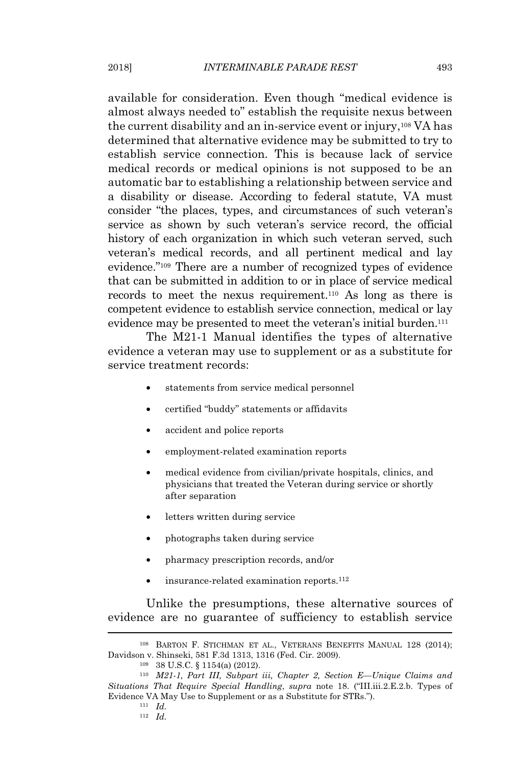available for consideration. Even though "medical evidence is almost always needed to" establish the requisite nexus between the current disability and an in-service event or injury,[108] VA has determined that alternative evidence may be submitted to try to establish service connection. This is because lack of service medical records or medical opinions is not supposed to be an automatic bar to establishing a relationship between service and a disability or disease. According to federal statute, VA must consider "the places, types, and circumstances of such veteran's service as shown by such veteran's service record, the official history of each organization in which such veteran served, such veteran's medical records, and all pertinent medical and lay evidence."[109] There are a number of recognized types of evidence that can be submitted in addition to or in place of service medical records to meet the nexus requirement.[110] As long as there is competent evidence to establish service connection, medical or lay evidence may be presented to meet the veteran's initial burden.[111]

The M21-1 Manual identifies the types of alternative evidence a veteran may use to supplement or as a substitute for service treatment records:

- statements from service medical personnel
- certified "buddy" statements or affidavits
- accident and police reports
- employment-related examination reports
- medical evidence from civilian/private hospitals, clinics, and physicians that treated the Veteran during service or shortly after separation
- letters written during service
- photographs taken during service
- pharmacy prescription records, and/or
- insurance-related examination reports.[112]

Unlike the presumptions, these alternative sources of evidence are no guarantee of sufficiency to establish service

---

[108] BARTON F. STICHMAN ET AL., VETERANS BENEFITS MANUAL 128 (2014); Davidson v. Shinseki, 581 F.3d 1313, 1316 (Fed. Cir. 2009).

[109] 38 U.S.C. § 1154(a) (2012).

[110] *M21-1, Part III, Subpart iii, Chapter 2, Section E—Unique Claims and Situations That Require Special Handling*, *supra* note 18. ("III.iii.2.E.2.b. Types of Evidence VA May Use to Supplement or as a Substitute for STRs.").

[111] *Id.*

[112] *Id.*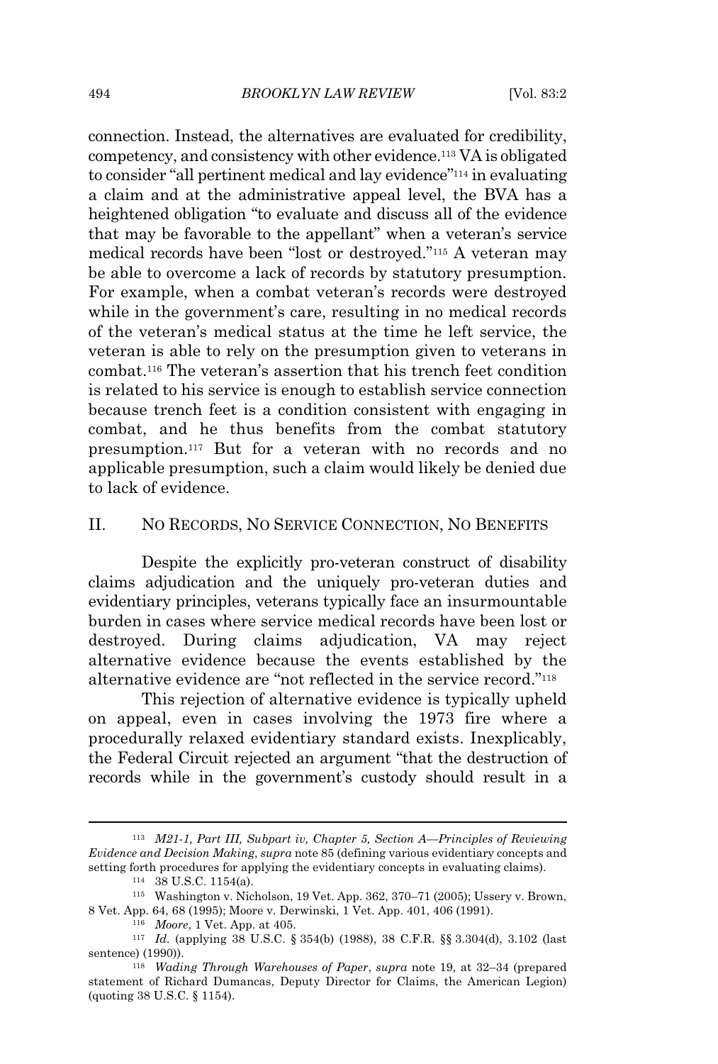connection. Instead, the alternatives are evaluated for credibility, competency, and consistency with other evidence.[113] VA is obligated to consider "all pertinent medical and lay evidence"[114] in evaluating a claim and at the administrative appeal level, the BVA has a heightened obligation "to evaluate and discuss all of the evidence that may be favorable to the appellant" when a veteran's service medical records have been "lost or destroyed."[115] A veteran may be able to overcome a lack of records by statutory presumption. For example, when a combat veteran's records were destroyed while in the government's care, resulting in no medical records of the veteran's medical status at the time he left service, the veteran is able to rely on the presumption given to veterans in combat.[116] The veteran's assertion that his trench feet condition is related to his service is enough to establish service connection because trench feet is a condition consistent with engaging in combat, and he thus benefits from the combat statutory presumption.[117] But for a veteran with no records and no applicable presumption, such a claim would likely be denied due to lack of evidence.

## II. NO RECORDS, NO SERVICE CONNECTION, NO BENEFITS

Despite the explicitly pro-veteran construct of disability claims adjudication and the uniquely pro-veteran duties and evidentiary principles, veterans typically face an insurmountable burden in cases where service medical records have been lost or destroyed. During claims adjudication, VA may reject alternative evidence because the events established by the alternative evidence are "not reflected in the service record."[118]

This rejection of alternative evidence is typically upheld on appeal, even in cases involving the 1973 fire where a procedurally relaxed evidentiary standard exists. Inexplicably, the Federal Circuit rejected an argument "that the destruction of records while in the government's custody should result in a

---

[113] *M21-1, Part III, Subpart iv, Chapter 5, Section A—Principles of Reviewing Evidence and Decision Making*, *supra* note 85 (defining various evidentiary concepts and setting forth procedures for applying the evidentiary concepts in evaluating claims).

[114] 38 U.S.C. 1154(a).

[115] Washington v. Nicholson, 19 Vet. App. 362, 370–71 (2005); Ussery v. Brown, 8 Vet. App. 64, 68 (1995); Moore v. Derwinski, 1 Vet. App. 401, 406 (1991).

[116] *Moore*, 1 Vet. App. at 405.

[117] *Id.* (applying 38 U.S.C. § 354(b) (1988), 38 C.F.R. §§ 3.304(d), 3.102 (last sentence) (1990)).

[118] *Wading Through Warehouses of Paper*, *supra* note 19, at 32–34 (prepared statement of Richard Dumancas, Deputy Director for Claims, the American Legion) (quoting 38 U.S.C. § 1154).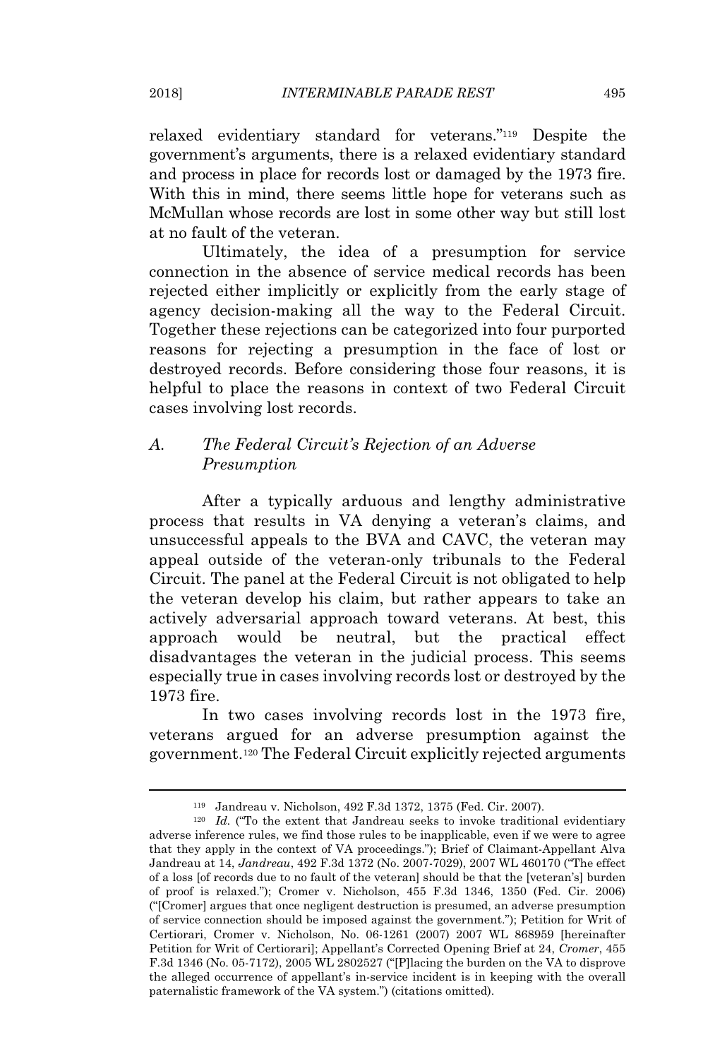relaxed evidentiary standard for veterans."[119] Despite the government's arguments, there is a relaxed evidentiary standard and process in place for records lost or damaged by the 1973 fire. With this in mind, there seems little hope for veterans such as McMullan whose records are lost in some other way but still lost at no fault of the veteran.

Ultimately, the idea of a presumption for service connection in the absence of service medical records has been rejected either implicitly or explicitly from the early stage of agency decision-making all the way to the Federal Circuit. Together these rejections can be categorized into four purported reasons for rejecting a presumption in the face of lost or destroyed records. Before considering those four reasons, it is helpful to place the reasons in context of two Federal Circuit cases involving lost records.

### A. *The Federal Circuit's Rejection of an Adverse Presumption*

After a typically arduous and lengthy administrative process that results in VA denying a veteran's claims, and unsuccessful appeals to the BVA and CAVC, the veteran may appeal outside of the veteran-only tribunals to the Federal Circuit. The panel at the Federal Circuit is not obligated to help the veteran develop his claim, but rather appears to take an actively adversarial approach toward veterans. At best, this approach would be neutral, but the practical effect disadvantages the veteran in the judicial process. This seems especially true in cases involving records lost or destroyed by the 1973 fire.

In two cases involving records lost in the 1973 fire, veterans argued for an adverse presumption against the government.[120] The Federal Circuit explicitly rejected arguments

---

[119] Jandreau v. Nicholson, 492 F.3d 1372, 1375 (Fed. Cir. 2007).

[120] *Id.* ("To the extent that Jandreau seeks to invoke traditional evidentiary adverse inference rules, we find those rules to be inapplicable, even if we were to agree that they apply in the context of VA proceedings."); Brief of Claimant-Appellant Alva Jandreau at 14, *Jandreau*, 492 F.3d 1372 (No. 2007-7029), 2007 WL 460170 ("The effect of a loss [of records due to no fault of the veteran] should be that the [veteran's] burden of proof is relaxed."); Cromer v. Nicholson, 455 F.3d 1346, 1350 (Fed. Cir. 2006) ("[Cromer] argues that once negligent destruction is presumed, an adverse presumption of service connection should be imposed against the government."); Petition for Writ of Certiorari, Cromer v. Nicholson, No. 06-1261 (2007) 2007 WL 868959 [hereinafter Petition for Writ of Certiorari]; Appellant's Corrected Opening Brief at 24, *Cromer*, 455 F.3d 1346 (No. 05-7172), 2005 WL 2802527 ("[P]lacing the burden on the VA to disprove the alleged occurrence of appellant's in-service incident is in keeping with the overall paternalistic framework of the VA system.") (citations omitted).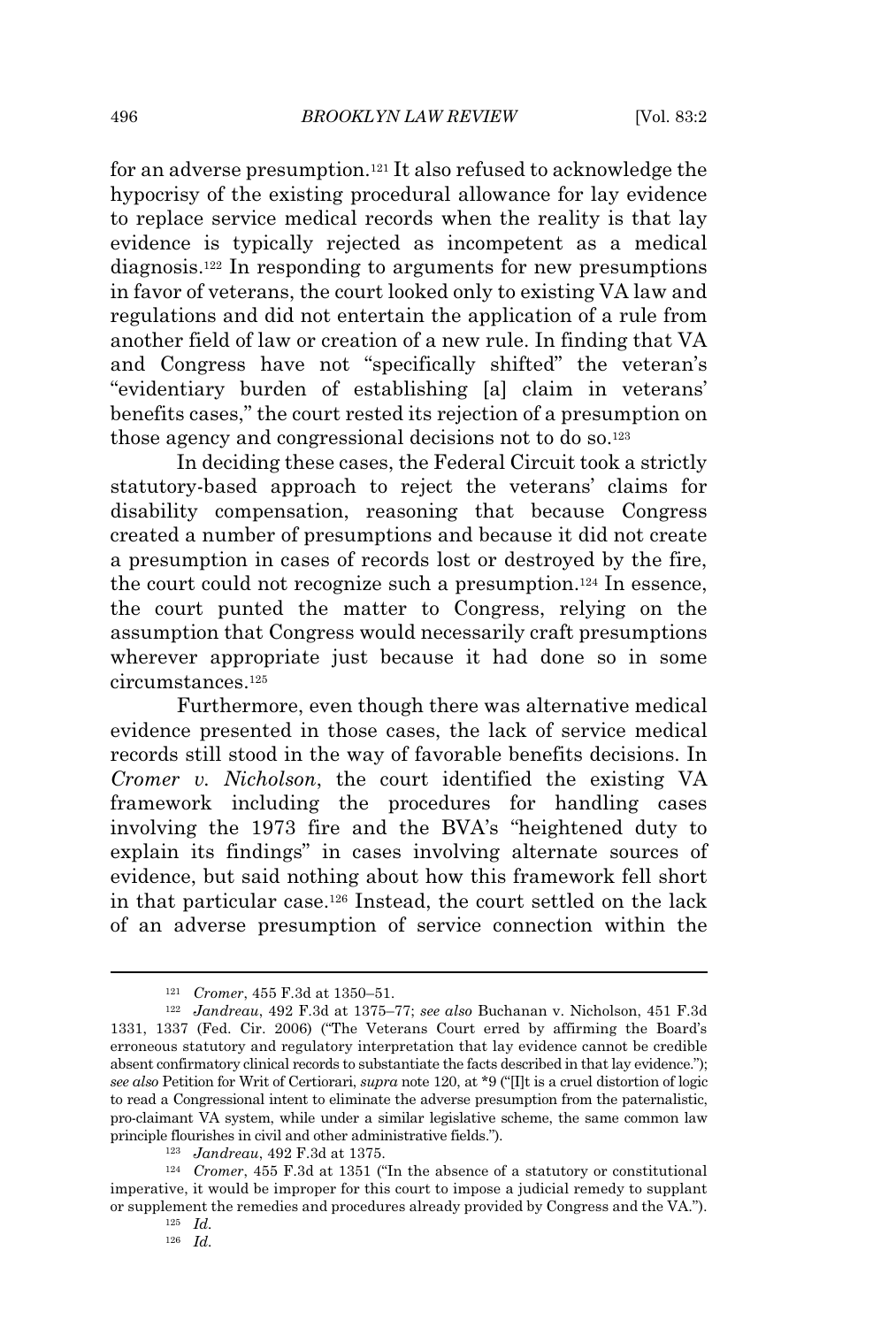for an adverse presumption.[121] It also refused to acknowledge the hypocrisy of the existing procedural allowance for lay evidence to replace service medical records when the reality is that lay evidence is typically rejected as incompetent as a medical diagnosis.[122] In responding to arguments for new presumptions in favor of veterans, the court looked only to existing VA law and regulations and did not entertain the application of a rule from another field of law or creation of a new rule. In finding that VA and Congress have not "specifically shifted" the veteran's "evidentiary burden of establishing [a] claim in veterans' benefits cases," the court rested its rejection of a presumption on those agency and congressional decisions not to do so.[123]

In deciding these cases, the Federal Circuit took a strictly statutory-based approach to reject the veterans' claims for disability compensation, reasoning that because Congress created a number of presumptions and because it did not create a presumption in cases of records lost or destroyed by the fire, the court could not recognize such a presumption.[124] In essence, the court punted the matter to Congress, relying on the assumption that Congress would necessarily craft presumptions wherever appropriate just because it had done so in some circumstances.[125]

Furthermore, even though there was alternative medical evidence presented in those cases, the lack of service medical records still stood in the way of favorable benefits decisions. In *Cromer v. Nicholson*, the court identified the existing VA framework including the procedures for handling cases involving the 1973 fire and the BVA's "heightened duty to explain its findings" in cases involving alternate sources of evidence, but said nothing about how this framework fell short in that particular case.[126] Instead, the court settled on the lack of an adverse presumption of service connection within the

---

[121] *Cromer*, 455 F.3d at 1350–51.

[122] *Jandreau*, 492 F.3d at 1375–77; *see also* Buchanan v. Nicholson, 451 F.3d 1331, 1337 (Fed. Cir. 2006) ("The Veterans Court erred by affirming the Board's erroneous statutory and regulatory interpretation that lay evidence cannot be credible absent confirmatory clinical records to substantiate the facts described in that lay evidence."); *see also* Petition for Writ of Certiorari, *supra* note 120, at *9 ("[I]t is a cruel distortion of logic to read a Congressional intent to eliminate the adverse presumption from the paternalistic, pro-claimant VA system, while under a similar legislative scheme, the same common law principle flourishes in civil and other administrative fields.").

[123] *Jandreau*, 492 F.3d at 1375.

[124] *Cromer*, 455 F.3d at 1351 ("In the absence of a statutory or constitutional imperative, it would be improper for this court to impose a judicial remedy to supplant or supplement the remedies and procedures already provided by Congress and the VA.").

[125] *Id.*

[126] *Id.*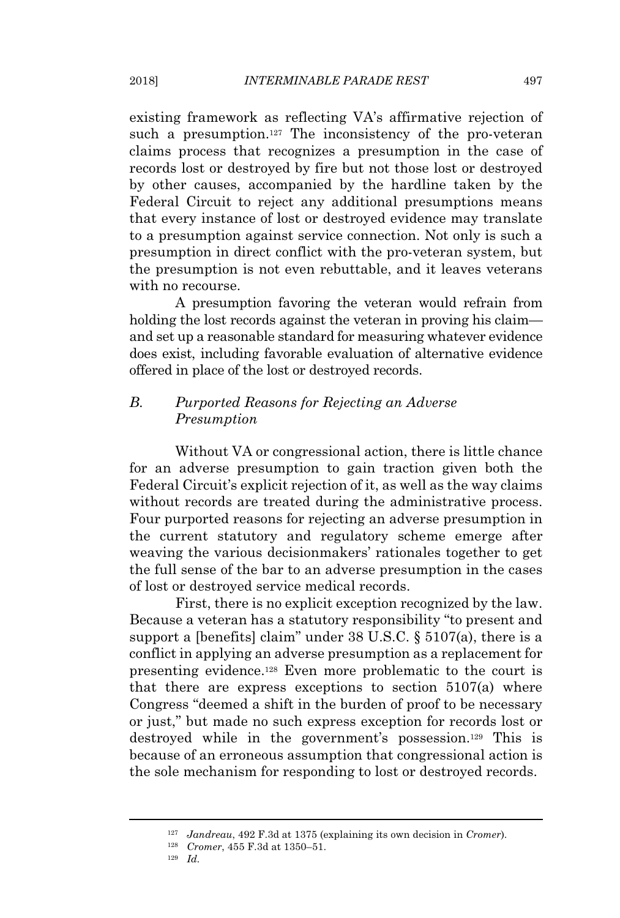existing framework as reflecting VA's affirmative rejection of such a presumption.[127] The inconsistency of the pro-veteran claims process that recognizes a presumption in the case of records lost or destroyed by fire but not those lost or destroyed by other causes, accompanied by the hardline taken by the Federal Circuit to reject any additional presumptions means that every instance of lost or destroyed evidence may translate to a presumption against service connection. Not only is such a presumption in direct conflict with the pro-veteran system, but the presumption is not even rebuttable, and it leaves veterans with no recourse.

A presumption favoring the veteran would refrain from holding the lost records against the veteran in proving his claim—and set up a reasonable standard for measuring whatever evidence does exist, including favorable evaluation of alternative evidence offered in place of the lost or destroyed records.

### *B. Purported Reasons for Rejecting an Adverse Presumption*

Without VA or congressional action, there is little chance for an adverse presumption to gain traction given both the Federal Circuit's explicit rejection of it, as well as the way claims without records are treated during the administrative process. Four purported reasons for rejecting an adverse presumption in the current statutory and regulatory scheme emerge after weaving the various decisionmakers' rationales together to get the full sense of the bar to an adverse presumption in the cases of lost or destroyed service medical records.

First, there is no explicit exception recognized by the law. Because a veteran has a statutory responsibility "to present and support a [benefits] claim" under 38 U.S.C. § 5107(a), there is a conflict in applying an adverse presumption as a replacement for presenting evidence.[128] Even more problematic to the court is that there are express exceptions to section 5107(a) where Congress "deemed a shift in the burden of proof to be necessary or just," but made no such express exception for records lost or destroyed while in the government's possession.[129] This is because of an erroneous assumption that congressional action is the sole mechanism for responding to lost or destroyed records.

---

[127] *Jandreau*, 492 F.3d at 1375 (explaining its own decision in *Cromer*).

[128] *Cromer*, 455 F.3d at 1350–51.

[129] *Id.*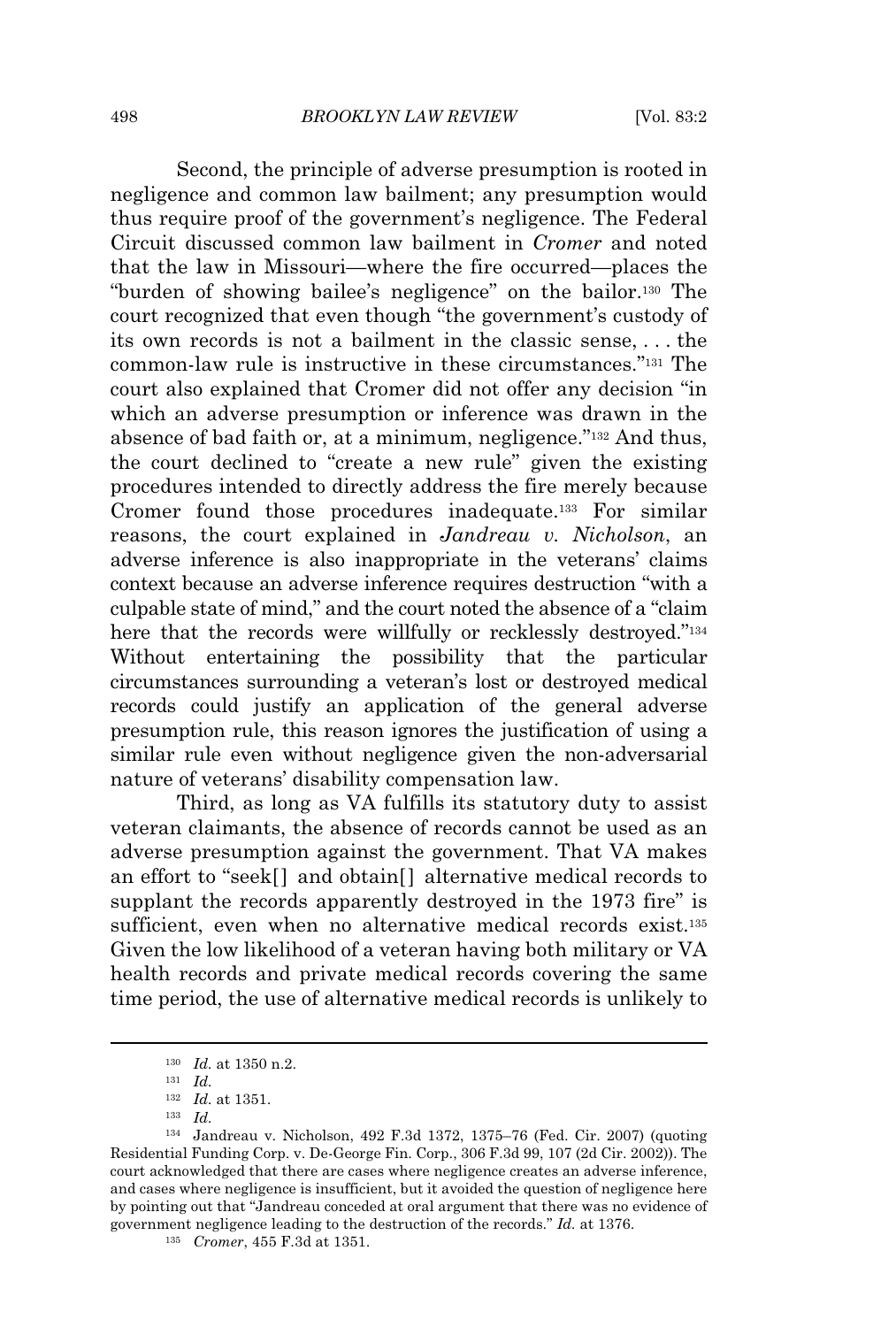Second, the principle of adverse presumption is rooted in negligence and common law bailment; any presumption would thus require proof of the government's negligence. The Federal Circuit discussed common law bailment in *Cromer* and noted that the law in Missouri—where the fire occurred—places the "burden of showing bailee's negligence" on the bailor.[130] The court recognized that even though "the government's custody of its own records is not a bailment in the classic sense, . . . the common-law rule is instructive in these circumstances."[131] The court also explained that Cromer did not offer any decision "in which an adverse presumption or inference was drawn in the absence of bad faith or, at a minimum, negligence."[132] And thus, the court declined to "create a new rule" given the existing procedures intended to directly address the fire merely because Cromer found those procedures inadequate.[133] For similar reasons, the court explained in *Jandreau v. Nicholson*, an adverse inference is also inappropriate in the veterans' claims context because an adverse inference requires destruction "with a culpable state of mind," and the court noted the absence of a "claim here that the records were willfully or recklessly destroyed."[134] Without entertaining the possibility that the particular circumstances surrounding a veteran's lost or destroyed medical records could justify an application of the general adverse presumption rule, this reason ignores the justification of using a similar rule even without negligence given the non-adversarial nature of veterans' disability compensation law.

Third, as long as VA fulfills its statutory duty to assist veteran claimants, the absence of records cannot be used as an adverse presumption against the government. That VA makes an effort to "seek[] and obtain[] alternative medical records to supplant the records apparently destroyed in the 1973 fire" is sufficient, even when no alternative medical records exist.[135] Given the low likelihood of a veteran having both military or VA health records and private medical records covering the same time period, the use of alternative medical records is unlikely to

---

[130] *Id.* at 1350 n.2.

[131] *Id.*

[132] *Id.* at 1351.

[133] *Id.*

[134] Jandreau v. Nicholson, 492 F.3d 1372, 1375–76 (Fed. Cir. 2007) (quoting Residential Funding Corp. v. De-George Fin. Corp., 306 F.3d 99, 107 (2d Cir. 2002)). The court acknowledged that there are cases where negligence creates an adverse inference, and cases where negligence is insufficient, but it avoided the question of negligence here by pointing out that "Jandreau conceded at oral argument that there was no evidence of government negligence leading to the destruction of the records." *Id.* at 1376.

[135] *Cromer*, 455 F.3d at 1351.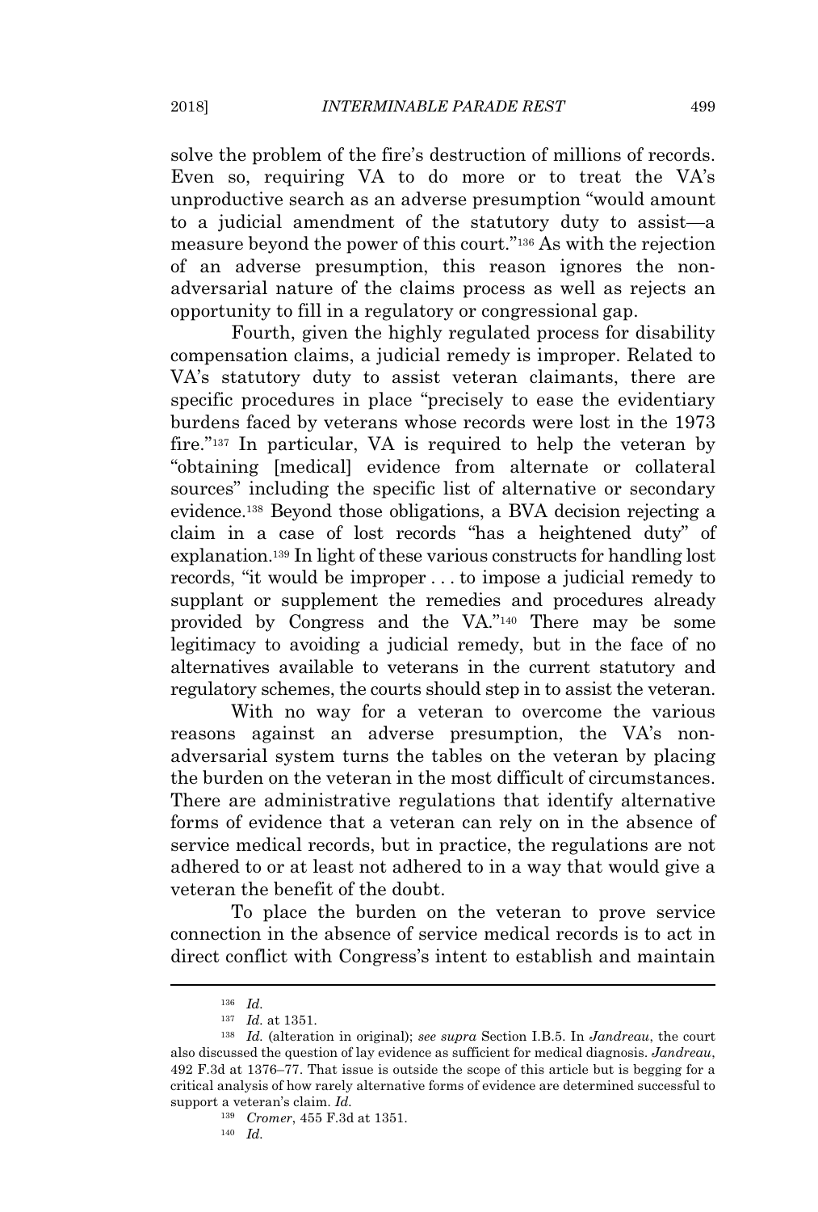solve the problem of the fire's destruction of millions of records. Even so, requiring VA to do more or to treat the VA's unproductive search as an adverse presumption "would amount to a judicial amendment of the statutory duty to assist—a measure beyond the power of this court."[136] As with the rejection of an adverse presumption, this reason ignores the non-adversarial nature of the claims process as well as rejects an opportunity to fill in a regulatory or congressional gap.

Fourth, given the highly regulated process for disability compensation claims, a judicial remedy is improper. Related to VA's statutory duty to assist veteran claimants, there are specific procedures in place "precisely to ease the evidentiary burdens faced by veterans whose records were lost in the 1973 fire."[137] In particular, VA is required to help the veteran by "obtaining [medical] evidence from alternate or collateral sources" including the specific list of alternative or secondary evidence.[138] Beyond those obligations, a BVA decision rejecting a claim in a case of lost records "has a heightened duty" of explanation.[139] In light of these various constructs for handling lost records, "it would be improper . . . to impose a judicial remedy to supplant or supplement the remedies and procedures already provided by Congress and the VA."[140] There may be some legitimacy to avoiding a judicial remedy, but in the face of no alternatives available to veterans in the current statutory and regulatory schemes, the courts should step in to assist the veteran.

With no way for a veteran to overcome the various reasons against an adverse presumption, the VA's non-adversarial system turns the tables on the veteran by placing the burden on the veteran in the most difficult of circumstances. There are administrative regulations that identify alternative forms of evidence that a veteran can rely on in the absence of service medical records, but in practice, the regulations are not adhered to or at least not adhered to in a way that would give a veteran the benefit of the doubt.

To place the burden on the veteran to prove service connection in the absence of service medical records is to act in direct conflict with Congress's intent to establish and maintain

---

[136] *Id.*

[137] *Id.* at 1351.

[138] *Id.* (alteration in original); *see supra* Section I.B.5. In *Jandreau*, the court also discussed the question of lay evidence as sufficient for medical diagnosis. *Jandreau*, 492 F.3d at 1376–77. That issue is outside the scope of this article but is begging for a critical analysis of how rarely alternative forms of evidence are determined successful to support a veteran's claim. *Id.*

[139] *Cromer*, 455 F.3d at 1351.

[140] *Id.*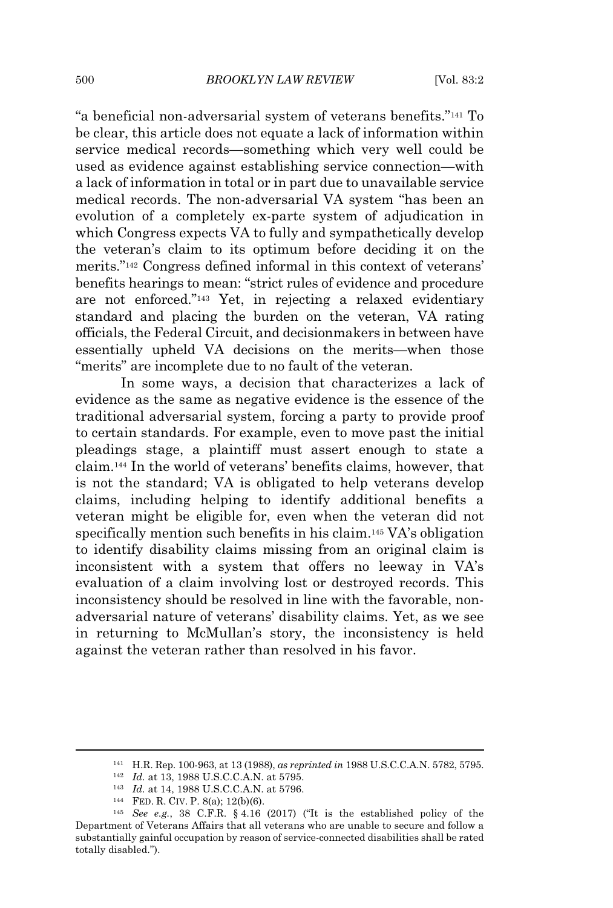"a beneficial non-adversarial system of veterans benefits."[141] To be clear, this article does not equate a lack of information within service medical records—something which very well could be used as evidence against establishing service connection—with a lack of information in total or in part due to unavailable service medical records. The non-adversarial VA system "has been an evolution of a completely ex-parte system of adjudication in which Congress expects VA to fully and sympathetically develop the veteran's claim to its optimum before deciding it on the merits."[142] Congress defined informal in this context of veterans' benefits hearings to mean: "strict rules of evidence and procedure are not enforced."[143] Yet, in rejecting a relaxed evidentiary standard and placing the burden on the veteran, VA rating officials, the Federal Circuit, and decisionmakers in between have essentially upheld VA decisions on the merits—when those "merits" are incomplete due to no fault of the veteran.

In some ways, a decision that characterizes a lack of evidence as the same as negative evidence is the essence of the traditional adversarial system, forcing a party to provide proof to certain standards. For example, even to move past the initial pleadings stage, a plaintiff must assert enough to state a claim.[144] In the world of veterans' benefits claims, however, that is not the standard; VA is obligated to help veterans develop claims, including helping to identify additional benefits a veteran might be eligible for, even when the veteran did not specifically mention such benefits in his claim.[145] VA's obligation to identify disability claims missing from an original claim is inconsistent with a system that offers no leeway in VA's evaluation of a claim involving lost or destroyed records. This inconsistency should be resolved in line with the favorable, non-adversarial nature of veterans' disability claims. Yet, as we see in returning to McMullan's story, the inconsistency is held against the veteran rather than resolved in his favor.

---

[141] H.R. Rep. 100-963, at 13 (1988), *as reprinted in* 1988 U.S.C.C.A.N. 5782, 5795.

[142] *Id.* at 13, 1988 U.S.C.C.A.N. at 5795.

[143] *Id.* at 14, 1988 U.S.C.C.A.N. at 5796.

[144] FED. R. CIV. P. 8(a); 12(b)(6).

[145] *See e.g.*, 38 C.F.R. § 4.16 (2017) ("It is the established policy of the Department of Veterans Affairs that all veterans who are unable to secure and follow a substantially gainful occupation by reason of service-connected disabilities shall be rated totally disabled.").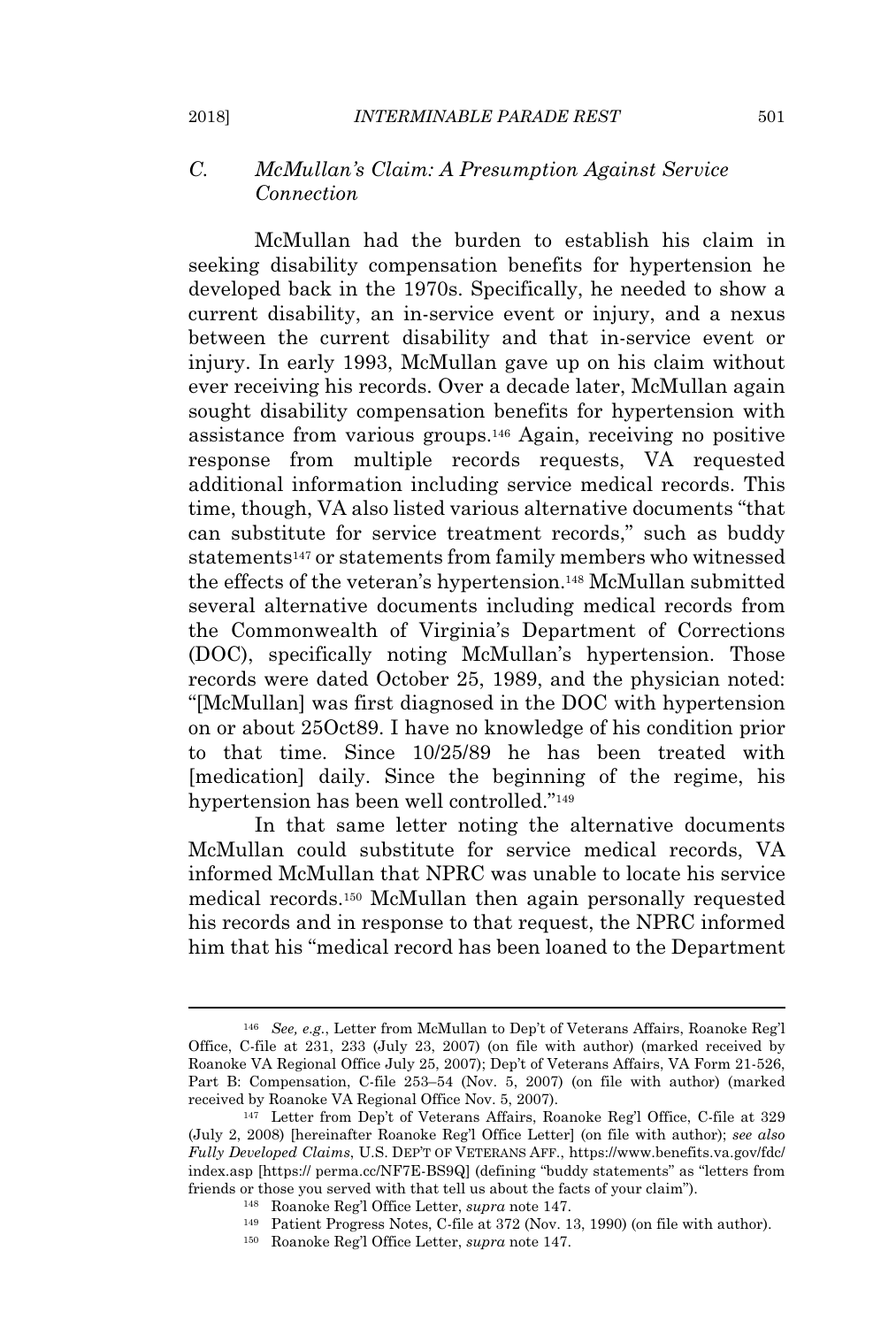### C. *McMullan's Claim: A Presumption Against Service Connection*

McMullan had the burden to establish his claim in seeking disability compensation benefits for hypertension he developed back in the 1970s. Specifically, he needed to show a current disability, an in-service event or injury, and a nexus between the current disability and that in-service event or injury. In early 1993, McMullan gave up on his claim without ever receiving his records. Over a decade later, McMullan again sought disability compensation benefits for hypertension with assistance from various groups.[146] Again, receiving no positive response from multiple records requests, VA requested additional information including service medical records. This time, though, VA also listed various alternative documents "that can substitute for service treatment records," such as buddy statements[147] or statements from family members who witnessed the effects of the veteran's hypertension.[148] McMullan submitted several alternative documents including medical records from the Commonwealth of Virginia's Department of Corrections (DOC), specifically noting McMullan's hypertension. Those records were dated October 25, 1989, and the physician noted: "[McMullan] was first diagnosed in the DOC with hypertension on or about 25Oct89. I have no knowledge of his condition prior to that time. Since 10/25/89 he has been treated with [medication] daily. Since the beginning of the regime, his hypertension has been well controlled."[149]

In that same letter noting the alternative documents McMullan could substitute for service medical records, VA informed McMullan that NPRC was unable to locate his service medical records.[150] McMullan then again personally requested his records and in response to that request, the NPRC informed him that his "medical record has been loaned to the Department

---

[146] *See, e.g.*, Letter from McMullan to Dep't of Veterans Affairs, Roanoke Reg'l Office, C-file at 231, 233 (July 23, 2007) (on file with author) (marked received by Roanoke VA Regional Office July 25, 2007); Dep't of Veterans Affairs, VA Form 21-526, Part B: Compensation, C-file 253–54 (Nov. 5, 2007) (on file with author) (marked received by Roanoke VA Regional Office Nov. 5, 2007).

[147] Letter from Dep't of Veterans Affairs, Roanoke Reg'l Office, C-file at 329 (July 2, 2008) [hereinafter Roanoke Reg'l Office Letter] (on file with author); *see also Fully Developed Claims*, U.S. DEP'T OF VETERANS AFF., https://www.benefits.va.gov/fdc/index.asp [https:// perma.cc/NF7E-BS9Q] (defining "buddy statements" as "letters from friends or those you served with that tell us about the facts of your claim").

[148] Roanoke Reg'l Office Letter, *supra* note 147.

[149] Patient Progress Notes, C-file at 372 (Nov. 13, 1990) (on file with author).

[150] Roanoke Reg'l Office Letter, *supra* note 147.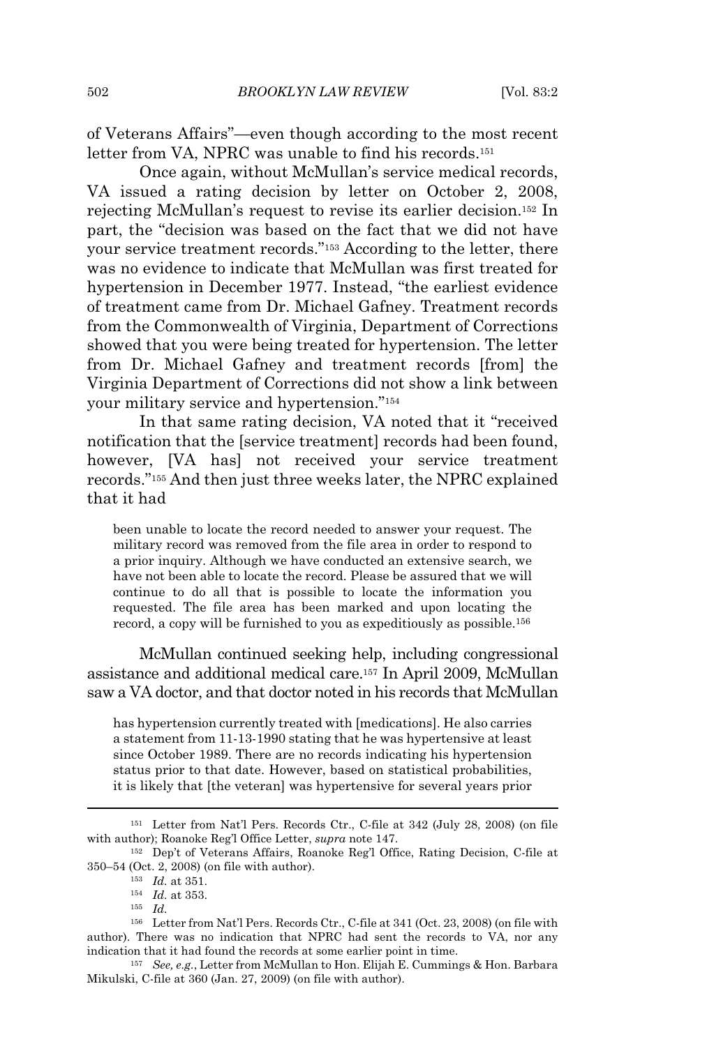of Veterans Affairs"—even though according to the most recent letter from VA, NPRC was unable to find his records.[151]

Once again, without McMullan's service medical records, VA issued a rating decision by letter on October 2, 2008, rejecting McMullan's request to revise its earlier decision.[152] In part, the "decision was based on the fact that we did not have your service treatment records."[153] According to the letter, there was no evidence to indicate that McMullan was first treated for hypertension in December 1977. Instead, "the earliest evidence of treatment came from Dr. Michael Gafney. Treatment records from the Commonwealth of Virginia, Department of Corrections showed that you were being treated for hypertension. The letter from Dr. Michael Gafney and treatment records [from] the Virginia Department of Corrections did not show a link between your military service and hypertension."[154]

In that same rating decision, VA noted that it "received notification that the [service treatment] records had been found, however, [VA has] not received your service treatment records."[155] And then just three weeks later, the NPRC explained that it had

> been unable to locate the record needed to answer your request. The military record was removed from the file area in order to respond to a prior inquiry. Although we have conducted an extensive search, we have not been able to locate the record. Please be assured that we will continue to do all that is possible to locate the information you requested. The file area has been marked and upon locating the record, a copy will be furnished to you as expeditiously as possible.[156]

McMullan continued seeking help, including congressional assistance and additional medical care.[157] In April 2009, McMullan saw a VA doctor, and that doctor noted in his records that McMullan

> has hypertension currently treated with [medications]. He also carries a statement from 11-13-1990 stating that he was hypertensive at least since October 1989. There are no records indicating his hypertension status prior to that date. However, based on statistical probabilities, it is likely that [the veteran] was hypertensive for several years prior

---

[151] Letter from Nat'l Pers. Records Ctr., C-file at 342 (July 28, 2008) (on file with author); Roanoke Reg'l Office Letter, *supra* note 147.

[152] Dep't of Veterans Affairs, Roanoke Reg'l Office, Rating Decision, C-file at 350–54 (Oct. 2, 2008) (on file with author).

[153] *Id.* at 351.

[154] *Id.* at 353.

[155] *Id.*

[156] Letter from Nat'l Pers. Records Ctr., C-file at 341 (Oct. 23, 2008) (on file with author). There was no indication that NPRC had sent the records to VA, nor any indication that it had found the records at some earlier point in time.

[157] *See, e.g.*, Letter from McMullan to Hon. Elijah E. Cummings & Hon. Barbara Mikulski, C-file at 360 (Jan. 27, 2009) (on file with author).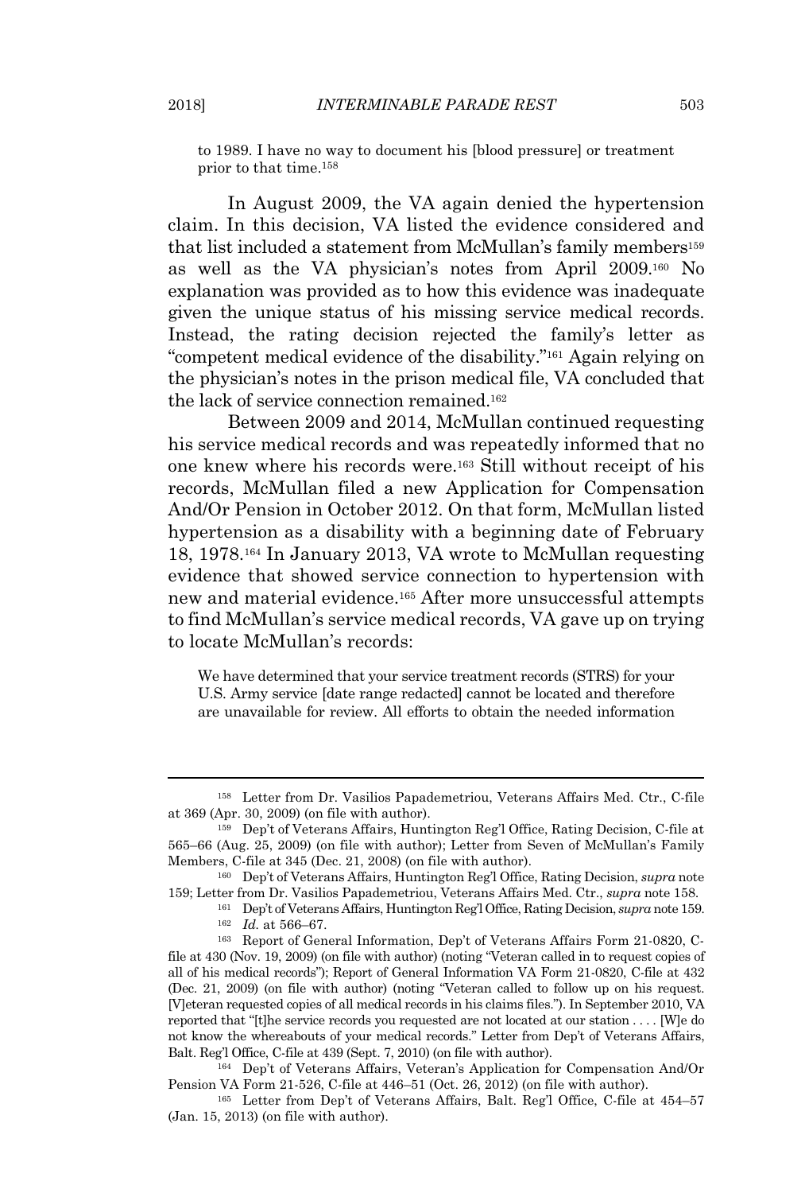> to 1989. I have no way to document his [blood pressure] or treatment prior to that time.[158]

In August 2009, the VA again denied the hypertension claim. In this decision, VA listed the evidence considered and that list included a statement from McMullan's family members[159] as well as the VA physician's notes from April 2009.[160] No explanation was provided as to how this evidence was inadequate given the unique status of his missing service medical records. Instead, the rating decision rejected the family's letter as "competent medical evidence of the disability."[161] Again relying on the physician's notes in the prison medical file, VA concluded that the lack of service connection remained.[162]

Between 2009 and 2014, McMullan continued requesting his service medical records and was repeatedly informed that no one knew where his records were.[163] Still without receipt of his records, McMullan filed a new Application for Compensation And/Or Pension in October 2012. On that form, McMullan listed hypertension as a disability with a beginning date of February 18, 1978.[164] In January 2013, VA wrote to McMullan requesting evidence that showed service connection to hypertension with new and material evidence.[165] After more unsuccessful attempts to find McMullan's service medical records, VA gave up on trying to locate McMullan's records:

> We have determined that your service treatment records (STRS) for your U.S. Army service [date range redacted] cannot be located and therefore are unavailable for review. All efforts to obtain the needed information

---

[158] Letter from Dr. Vasilios Papademetriou, Veterans Affairs Med. Ctr., C-file at 369 (Apr. 30, 2009) (on file with author).

[159] Dep't of Veterans Affairs, Huntington Reg'l Office, Rating Decision, C-file at 565–66 (Aug. 25, 2009) (on file with author); Letter from Seven of McMullan's Family Members, C-file at 345 (Dec. 21, 2008) (on file with author).

[160] Dep't of Veterans Affairs, Huntington Reg'l Office, Rating Decision, *supra* note 159; Letter from Dr. Vasilios Papademetriou, Veterans Affairs Med. Ctr., *supra* note 158.

[161] Dep't of Veterans Affairs, Huntington Reg'l Office, Rating Decision, *supra* note 159.

[162] *Id.* at 566–67.

[163] Report of General Information, Dep't of Veterans Affairs Form 21-0820, C-file at 430 (Nov. 19, 2009) (on file with author) (noting "Veteran called in to request copies of all of his medical records"); Report of General Information VA Form 21-0820, C-file at 432 (Dec. 21, 2009) (on file with author) (noting "Veteran called to follow up on his request. [V]eteran requested copies of all medical records in his claims files."). In September 2010, VA reported that "[t]he service records you requested are not located at our station . . . . [W]e do not know the whereabouts of your medical records." Letter from Dep't of Veterans Affairs, Balt. Reg'l Office, C-file at 439 (Sept. 7, 2010) (on file with author).

[164] Dep't of Veterans Affairs, Veteran's Application for Compensation And/Or Pension VA Form 21-526, C-file at 446–51 (Oct. 26, 2012) (on file with author).

[165] Letter from Dep't of Veterans Affairs, Balt. Reg'l Office, C-file at 454–57 (Jan. 15, 2013) (on file with author).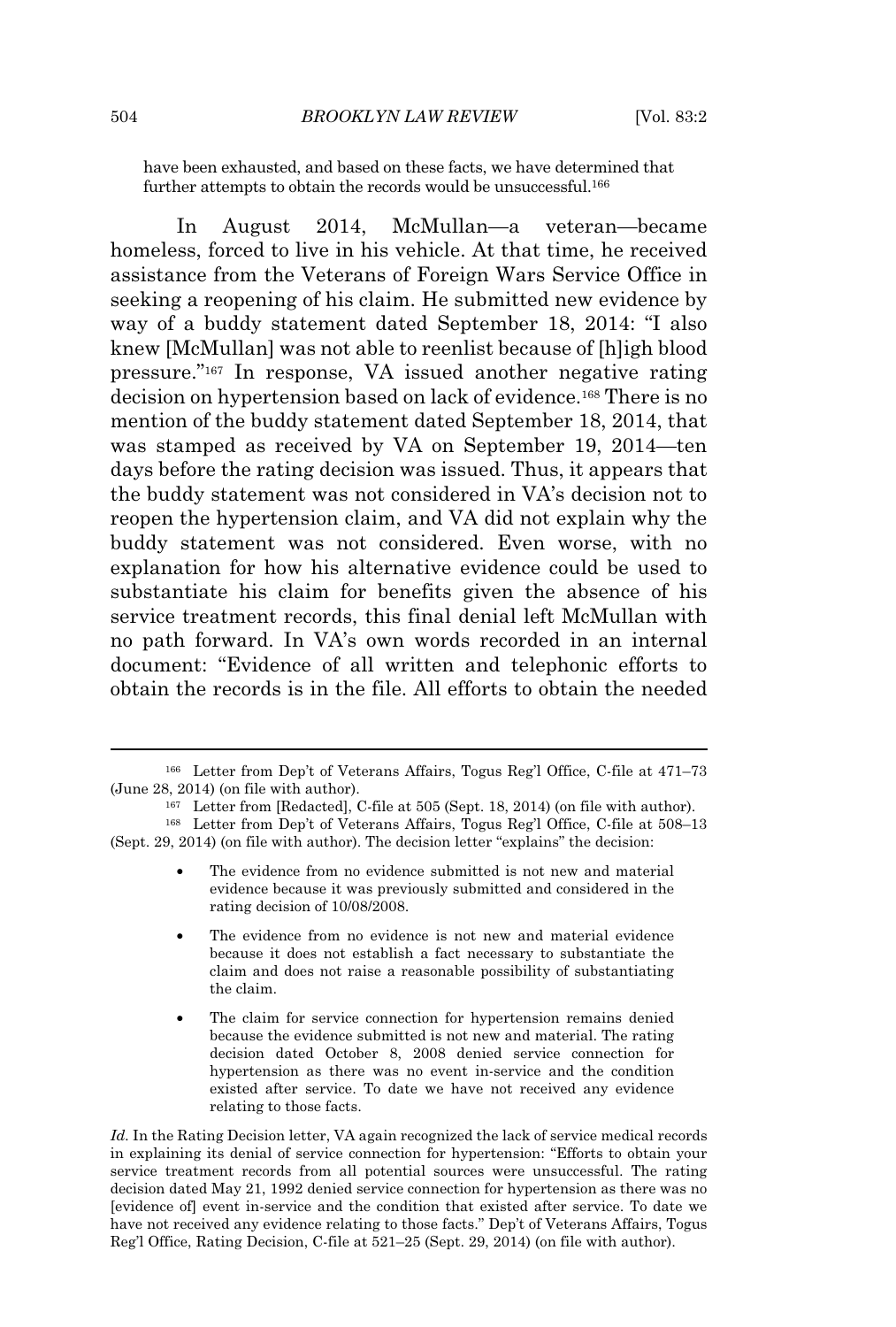> have been exhausted, and based on these facts, we have determined that further attempts to obtain the records would be unsuccessful.[166]

In August 2014, McMullan—a veteran—became homeless, forced to live in his vehicle. At that time, he received assistance from the Veterans of Foreign Wars Service Office in seeking a reopening of his claim. He submitted new evidence by way of a buddy statement dated September 18, 2014: "I also knew [McMullan] was not able to reenlist because of [h]igh blood pressure."[167] In response, VA issued another negative rating decision on hypertension based on lack of evidence.[168] There is no mention of the buddy statement dated September 18, 2014, that was stamped as received by VA on September 19, 2014—ten days before the rating decision was issued. Thus, it appears that the buddy statement was not considered in VA's decision not to reopen the hypertension claim, and VA did not explain why the buddy statement was not considered. Even worse, with no explanation for how his alternative evidence could be used to substantiate his claim for benefits given the absence of his service treatment records, this final denial left McMullan with no path forward. In VA's own words recorded in an internal document: "Evidence of all written and telephonic efforts to obtain the records is in the file. All efforts to obtain the needed

---

[166] Letter from Dep't of Veterans Affairs, Togus Reg'l Office, C-file at 471–73 (June 28, 2014) (on file with author).

[167] Letter from [Redacted], C-file at 505 (Sept. 18, 2014) (on file with author).

[168] Letter from Dep't of Veterans Affairs, Togus Reg'l Office, C-file at 508–13 (Sept. 29, 2014) (on file with author). The decision letter "explains" the decision:

> - The evidence from no evidence submitted is not new and material evidence because it was previously submitted and considered in the rating decision of 10/08/2008.
> - The evidence from no evidence is not new and material evidence because it does not establish a fact necessary to substantiate the claim and does not raise a reasonable possibility of substantiating the claim.
> - The claim for service connection for hypertension remains denied because the evidence submitted is not new and material. The rating decision dated October 8, 2008 denied service connection for hypertension as there was no event in-service and the condition existed after service. To date we have not received any evidence relating to those facts.

*Id.* In the Rating Decision letter, VA again recognized the lack of service medical records in explaining its denial of service connection for hypertension: "Efforts to obtain your service treatment records from all potential sources were unsuccessful. The rating decision dated May 21, 1992 denied service connection for hypertension as there was no [evidence of] event in-service and the condition that existed after service. To date we have not received any evidence relating to those facts." Dep't of Veterans Affairs, Togus Reg'l Office, Rating Decision, C-file at 521–25 (Sept. 29, 2014) (on file with author).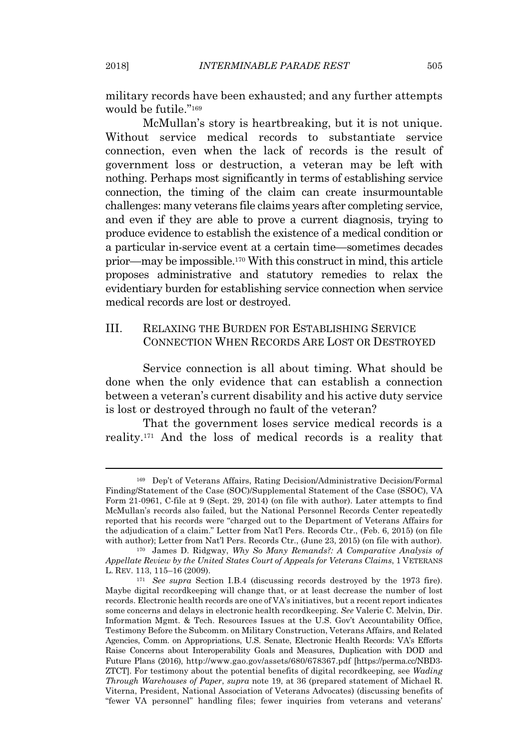military records have been exhausted; and any further attempts would be futile."[169]

McMullan's story is heartbreaking, but it is not unique. Without service medical records to substantiate service connection, even when the lack of records is the result of government loss or destruction, a veteran may be left with nothing. Perhaps most significantly in terms of establishing service connection, the timing of the claim can create insurmountable challenges: many veterans file claims years after completing service, and even if they are able to prove a current diagnosis, trying to produce evidence to establish the existence of a medical condition or a particular in-service event at a certain time—sometimes decades prior—may be impossible.[170] With this construct in mind, this article proposes administrative and statutory remedies to relax the evidentiary burden for establishing service connection when service medical records are lost or destroyed.

## III. RELAXING THE BURDEN FOR ESTABLISHING SERVICE CONNECTION WHEN RECORDS ARE LOST OR DESTROYED

Service connection is all about timing. What should be done when the only evidence that can establish a connection between a veteran's current disability and his active duty service is lost or destroyed through no fault of the veteran?

That the government loses service medical records is a reality.[171] And the loss of medical records is a reality that

---

[169] Dep't of Veterans Affairs, Rating Decision/Administrative Decision/Formal Finding/Statement of the Case (SOC)/Supplemental Statement of the Case (SSOC), VA Form 21-0961, C-file at 9 (Sept. 29, 2014) (on file with author). Later attempts to find McMullan's records also failed, but the National Personnel Records Center repeatedly reported that his records were "charged out to the Department of Veterans Affairs for the adjudication of a claim." Letter from Nat'l Pers. Records Ctr., (Feb. 6, 2015) (on file with author); Letter from Nat'l Pers. Records Ctr., (June 23, 2015) (on file with author).

[170] James D. Ridgway, *Why So Many Remands?: A Comparative Analysis of Appellate Review by the United States Court of Appeals for Veterans Claims*, 1 VETERANS L. REV. 113, 115–16 (2009).

[171] *See supra* Section I.B.4 (discussing records destroyed by the 1973 fire). Maybe digital recordkeeping will change that, or at least decrease the number of lost records. Electronic health records are one of VA's initiatives, but a recent report indicates some concerns and delays in electronic health recordkeeping. *See* Valerie C. Melvin, Dir. Information Mgmt. & Tech. Resources Issues at the U.S. Gov't Accountability Office, Testimony Before the Subcomm. on Military Construction, Veterans Affairs, and Related Agencies, Comm. on Appropriations, U.S. Senate, Electronic Health Records: VA's Efforts Raise Concerns about Interoperability Goals and Measures, Duplication with DOD and Future Plans (2016), http://www.gao.gov/assets/680/678367.pdf [https://perma.cc/NBD3-ZTCT]. For testimony about the potential benefits of digital recordkeeping, see *Wading Through Warehouses of Paper*, *supra* note 19, at 36 (prepared statement of Michael R. Viterna, President, National Association of Veterans Advocates) (discussing benefits of "fewer VA personnel" handling files; fewer inquiries from veterans and veterans'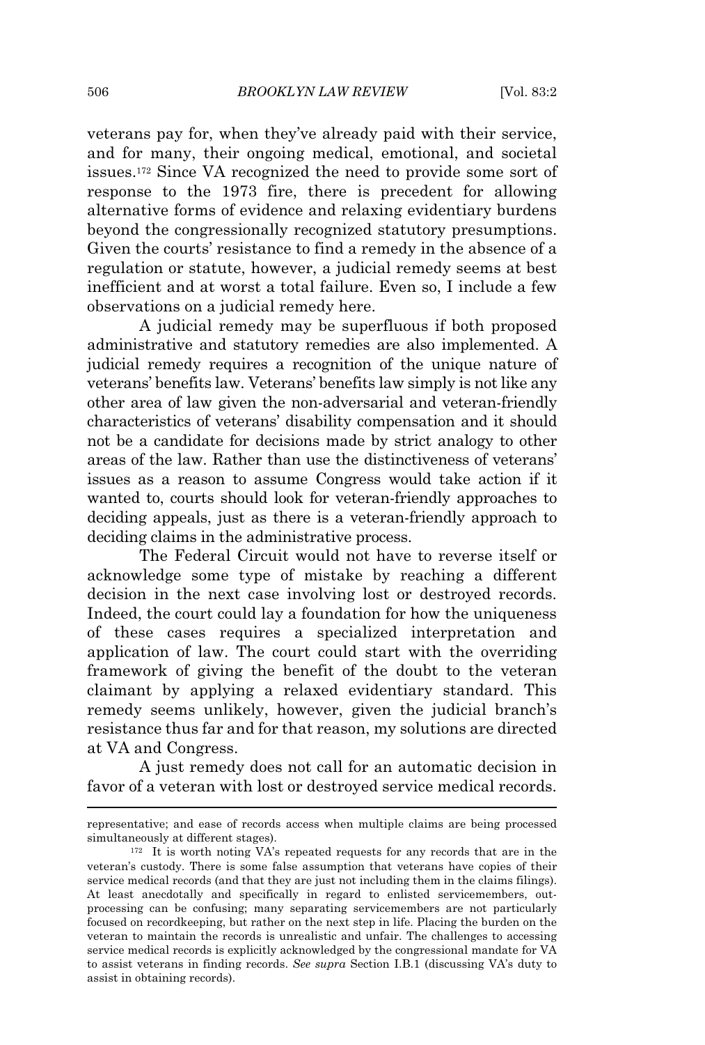veterans pay for, when they've already paid with their service, and for many, their ongoing medical, emotional, and societal issues.[172] Since VA recognized the need to provide some sort of response to the 1973 fire, there is precedent for allowing alternative forms of evidence and relaxing evidentiary burdens beyond the congressionally recognized statutory presumptions. Given the courts' resistance to find a remedy in the absence of a regulation or statute, however, a judicial remedy seems at best inefficient and at worst a total failure. Even so, I include a few observations on a judicial remedy here.

A judicial remedy may be superfluous if both proposed administrative and statutory remedies are also implemented. A judicial remedy requires a recognition of the unique nature of veterans' benefits law. Veterans' benefits law simply is not like any other area of law given the non-adversarial and veteran-friendly characteristics of veterans' disability compensation and it should not be a candidate for decisions made by strict analogy to other areas of the law. Rather than use the distinctiveness of veterans' issues as a reason to assume Congress would take action if it wanted to, courts should look for veteran-friendly approaches to deciding appeals, just as there is a veteran-friendly approach to deciding claims in the administrative process.

The Federal Circuit would not have to reverse itself or acknowledge some type of mistake by reaching a different decision in the next case involving lost or destroyed records. Indeed, the court could lay a foundation for how the uniqueness of these cases requires a specialized interpretation and application of law. The court could start with the overriding framework of giving the benefit of the doubt to the veteran claimant by applying a relaxed evidentiary standard. This remedy seems unlikely, however, given the judicial branch's resistance thus far and for that reason, my solutions are directed at VA and Congress.

A just remedy does not call for an automatic decision in favor of a veteran with lost or destroyed service medical records.

---

representative; and ease of records access when multiple claims are being processed simultaneously at different stages).

[172] It is worth noting VA's repeated requests for any records that are in the veteran's custody. There is some false assumption that veterans have copies of their service medical records (and that they are just not including them in the claims filings). At least anecdotally and specifically in regard to enlisted servicemembers, out-processing can be confusing; many separating servicemembers are not particularly focused on recordkeeping, but rather on the next step in life. Placing the burden on the veteran to maintain the records is unrealistic and unfair. The challenges to accessing service medical records is explicitly acknowledged by the congressional mandate for VA to assist veterans in finding records. *See supra* Section I.B.1 (discussing VA's duty to assist in obtaining records).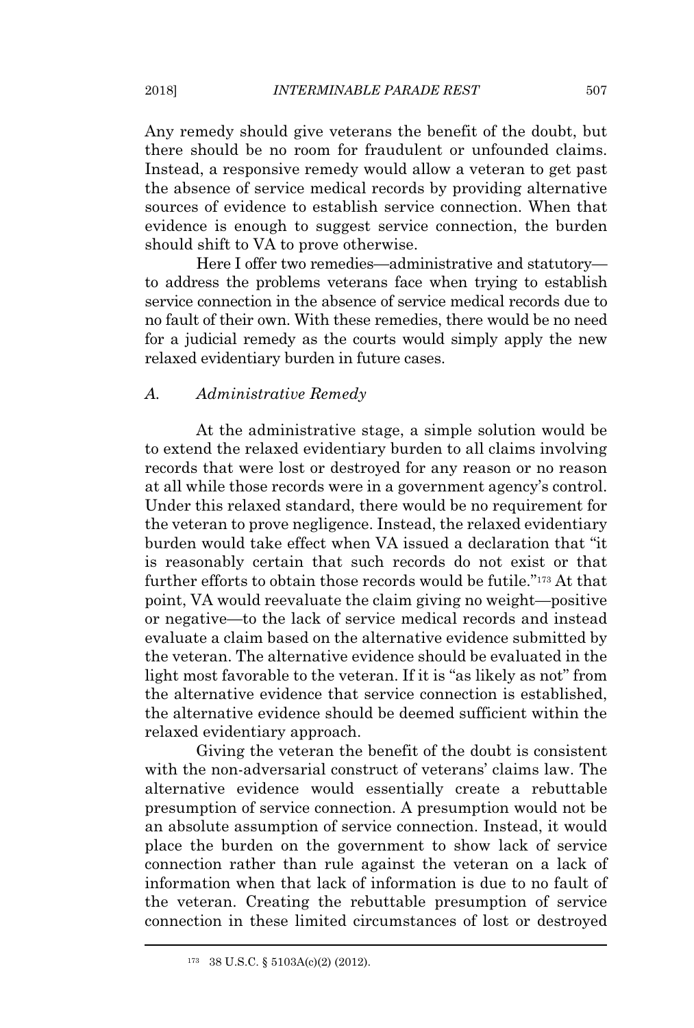Any remedy should give veterans the benefit of the doubt, but there should be no room for fraudulent or unfounded claims. Instead, a responsive remedy would allow a veteran to get past the absence of service medical records by providing alternative sources of evidence to establish service connection. When that evidence is enough to suggest service connection, the burden should shift to VA to prove otherwise.

Here I offer two remedies—administrative and statutory—to address the problems veterans face when trying to establish service connection in the absence of service medical records due to no fault of their own. With these remedies, there would be no need for a judicial remedy as the courts would simply apply the new relaxed evidentiary burden in future cases.

### A. *Administrative Remedy*

At the administrative stage, a simple solution would be to extend the relaxed evidentiary burden to all claims involving records that were lost or destroyed for any reason or no reason at all while those records were in a government agency's control. Under this relaxed standard, there would be no requirement for the veteran to prove negligence. Instead, the relaxed evidentiary burden would take effect when VA issued a declaration that "it is reasonably certain that such records do not exist or that further efforts to obtain those records would be futile."[173] At that point, VA would reevaluate the claim giving no weight—positive or negative—to the lack of service medical records and instead evaluate a claim based on the alternative evidence submitted by the veteran. The alternative evidence should be evaluated in the light most favorable to the veteran. If it is "as likely as not" from the alternative evidence that service connection is established, the alternative evidence should be deemed sufficient within the relaxed evidentiary approach.

Giving the veteran the benefit of the doubt is consistent with the non-adversarial construct of veterans' claims law. The alternative evidence would essentially create a rebuttable presumption of service connection. A presumption would not be an absolute assumption of service connection. Instead, it would place the burden on the government to show lack of service connection rather than rule against the veteran on a lack of information when that lack of information is due to no fault of the veteran. Creating the rebuttable presumption of service connection in these limited circumstances of lost or destroyed

---

[173] 38 U.S.C. § 5103A(c)(2) (2012).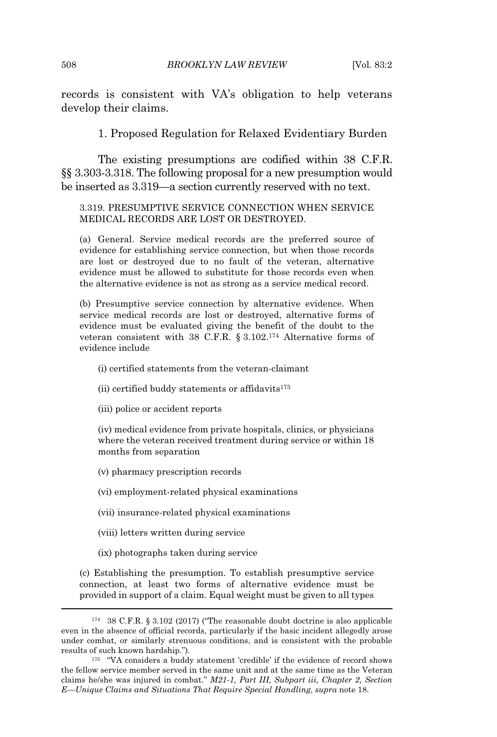records is consistent with VA's obligation to help veterans develop their claims.

### 1. Proposed Regulation for Relaxed Evidentiary Burden

The existing presumptions are codified within 38 C.F.R. §§ 3.303-3.318. The following proposal for a new presumption would be inserted as 3.319—a section currently reserved with no text.

> 3.319. PRESUMPTIVE SERVICE CONNECTION WHEN SERVICE MEDICAL RECORDS ARE LOST OR DESTROYED.
>
> (a) General. Service medical records are the preferred source of evidence for establishing service connection, but when those records are lost or destroyed due to no fault of the veteran, alternative evidence must be allowed to substitute for those records even when the alternative evidence is not as strong as a service medical record.
>
> (b) Presumptive service connection by alternative evidence. When service medical records are lost or destroyed, alternative forms of evidence must be evaluated giving the benefit of the doubt to the veteran consistent with 38 C.F.R. § 3.102.[174] Alternative forms of evidence include
>
> (i) certified statements from the veteran-claimant
>
> (ii) certified buddy statements or affidavits[175]
>
> (iii) police or accident reports
>
> (iv) medical evidence from private hospitals, clinics, or physicians where the veteran received treatment during service or within 18 months from separation
>
> (v) pharmacy prescription records
>
> (vi) employment-related physical examinations
>
> (vii) insurance-related physical examinations
>
> (viii) letters written during service
>
> (ix) photographs taken during service
>
> (c) Establishing the presumption. To establish presumptive service connection, at least two forms of alternative evidence must be provided in support of a claim. Equal weight must be given to all types

---

[174] 38 C.F.R. § 3.102 (2017) ("The reasonable doubt doctrine is also applicable even in the absence of official records, particularly if the basic incident allegedly arose under combat, or similarly strenuous conditions, and is consistent with the probable results of such known hardship.").

[175] "VA considers a buddy statement 'credible' if the evidence of record shows the fellow service member served in the same unit and at the same time as the Veteran claims he/she was injured in combat." *M21-1, Part III, Subpart iii, Chapter 2, Section E—Unique Claims and Situations That Require Special Handling*, *supra* note 18.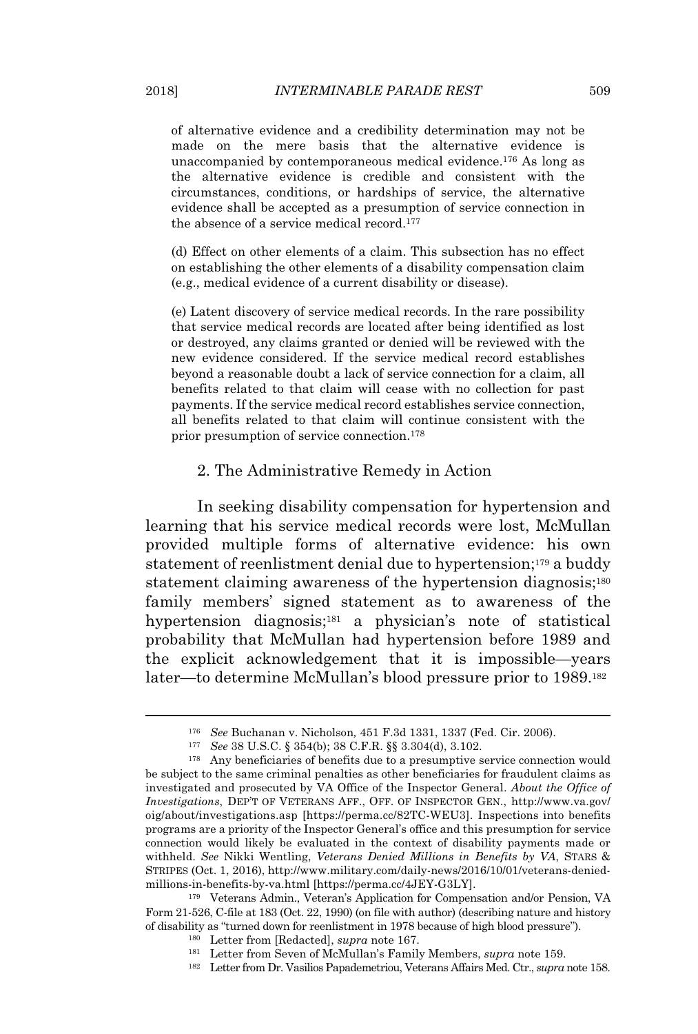of alternative evidence and a credibility determination may not be made on the mere basis that the alternative evidence is unaccompanied by contemporaneous medical evidence.[176] As long as the alternative evidence is credible and consistent with the circumstances, conditions, or hardships of service, the alternative evidence shall be accepted as a presumption of service connection in the absence of a service medical record.[177]

(d) Effect on other elements of a claim. This subsection has no effect on establishing the other elements of a disability compensation claim (e.g., medical evidence of a current disability or disease).

(e) Latent discovery of service medical records. In the rare possibility that service medical records are located after being identified as lost or destroyed, any claims granted or denied will be reviewed with the new evidence considered. If the service medical record establishes beyond a reasonable doubt a lack of service connection for a claim, all benefits related to that claim will cease with no collection for past payments. If the service medical record establishes service connection, all benefits related to that claim will continue consistent with the prior presumption of service connection.[178]

### 2. The Administrative Remedy in Action

In seeking disability compensation for hypertension and learning that his service medical records were lost, McMullan provided multiple forms of alternative evidence: his own statement of reenlistment denial due to hypertension;[179] a buddy statement claiming awareness of the hypertension diagnosis;[180] family members' signed statement as to awareness of the hypertension diagnosis;[181] a physician's note of statistical probability that McMullan had hypertension before 1989 and the explicit acknowledgement that it is impossible—years later—to determine McMullan's blood pressure prior to 1989.[182]

---

[176] *See* Buchanan v. Nicholson*,* 451 F.3d 1331, 1337 (Fed. Cir. 2006).

[177] *See* 38 U.S.C. § 354(b); 38 C.F.R. §§ 3.304(d), 3.102.

[178] Any beneficiaries of benefits due to a presumptive service connection would be subject to the same criminal penalties as other beneficiaries for fraudulent claims as investigated and prosecuted by VA Office of the Inspector General. *About the Office of Investigations*, DEP'T OF VETERANS AFF., OFF. OF INSPECTOR GEN., http://www.va.gov/oig/about/investigations.asp [https://perma.cc/82TC-WEU3]. Inspections into benefits programs are a priority of the Inspector General's office and this presumption for service connection would likely be evaluated in the context of disability payments made or withheld. *See* Nikki Wentling, *Veterans Denied Millions in Benefits by VA*, STARS & STRIPES (Oct. 1, 2016), http://www.military.com/daily-news/2016/10/01/veterans-denied-millions-in-benefits-by-va.html [https://perma.cc/4JEY-G3LY].

[179] Veterans Admin., Veteran's Application for Compensation and/or Pension, VA Form 21-526, C-file at 183 (Oct. 22, 1990) (on file with author) (describing nature and history of disability as "turned down for reenlistment in 1978 because of high blood pressure").

[180] Letter from [Redacted], *supra* note 167.

[181] Letter from Seven of McMullan's Family Members, *supra* note 159.

[182] Letter from Dr. Vasilios Papademetriou, Veterans Affairs Med. Ctr., *supra* note 158.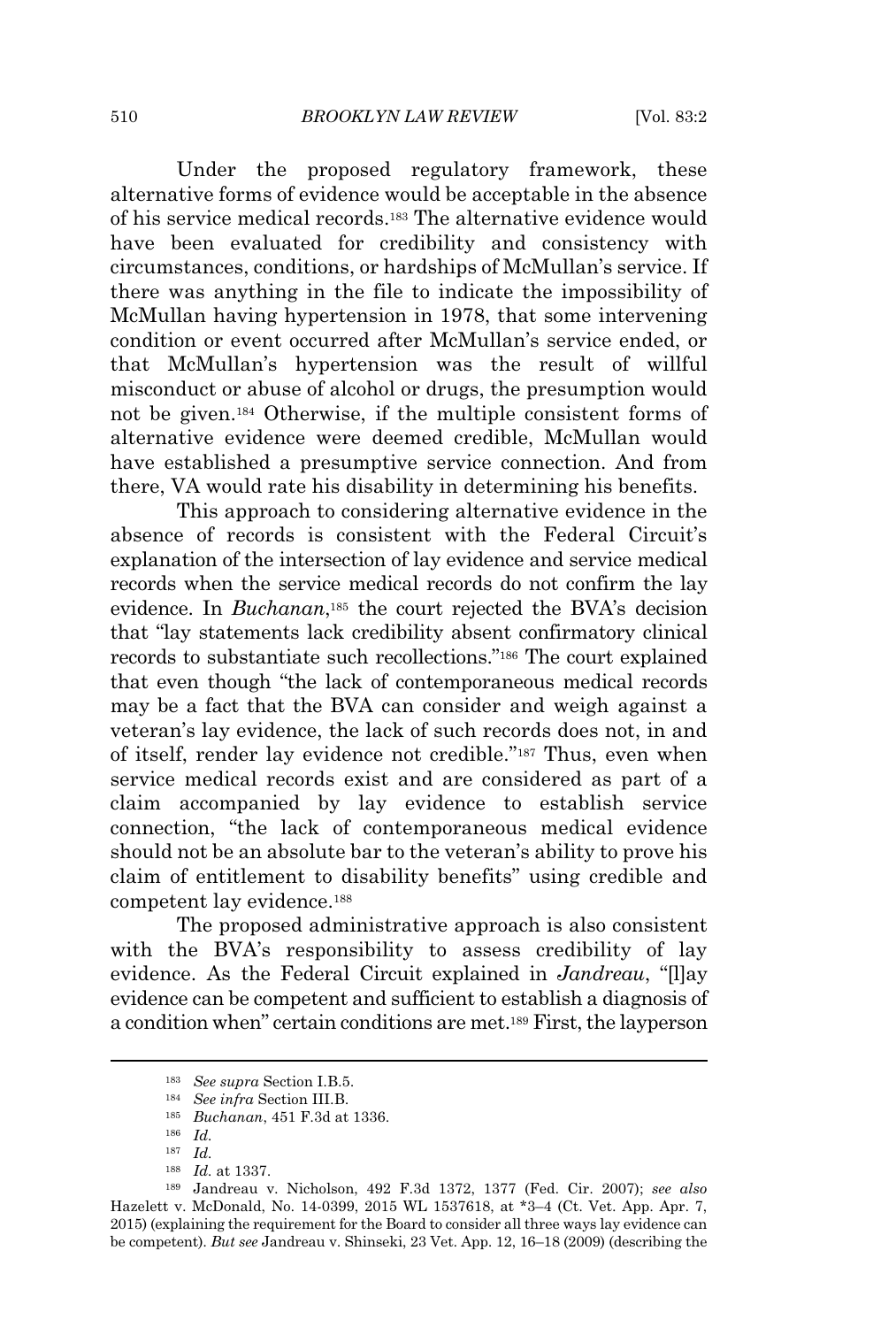Under the proposed regulatory framework, these alternative forms of evidence would be acceptable in the absence of his service medical records.[183] The alternative evidence would have been evaluated for credibility and consistency with circumstances, conditions, or hardships of McMullan's service. If there was anything in the file to indicate the impossibility of McMullan having hypertension in 1978, that some intervening condition or event occurred after McMullan's service ended, or that McMullan's hypertension was the result of willful misconduct or abuse of alcohol or drugs, the presumption would not be given.[184] Otherwise, if the multiple consistent forms of alternative evidence were deemed credible, McMullan would have established a presumptive service connection. And from there, VA would rate his disability in determining his benefits.

This approach to considering alternative evidence in the absence of records is consistent with the Federal Circuit's explanation of the intersection of lay evidence and service medical records when the service medical records do not confirm the lay evidence. In *Buchanan*,[185] the court rejected the BVA's decision that "lay statements lack credibility absent confirmatory clinical records to substantiate such recollections."[186] The court explained that even though "the lack of contemporaneous medical records may be a fact that the BVA can consider and weigh against a veteran's lay evidence, the lack of such records does not, in and of itself, render lay evidence not credible."[187] Thus, even when service medical records exist and are considered as part of a claim accompanied by lay evidence to establish service connection, "the lack of contemporaneous medical evidence should not be an absolute bar to the veteran's ability to prove his claim of entitlement to disability benefits" using credible and competent lay evidence.[188]

The proposed administrative approach is also consistent with the BVA's responsibility to assess credibility of lay evidence. As the Federal Circuit explained in *Jandreau*, "[l]ay evidence can be competent and sufficient to establish a diagnosis of a condition when" certain conditions are met.[189] First, the layperson

---

[183] *See supra* Section I.B.5.

[184] *See infra* Section III.B.

[185] *Buchanan*, 451 F.3d at 1336.

[186] *Id.*

[187] *Id.*

[188] *Id.* at 1337.

[189] Jandreau v. Nicholson, 492 F.3d 1372, 1377 (Fed. Cir. 2007); *see also* Hazelett v. McDonald, No. 14-0399, 2015 WL 1537618, at *3–4 (Ct. Vet. App. Apr. 7, 2015) (explaining the requirement for the Board to consider all three ways lay evidence can be competent). *But see* Jandreau v. Shinseki, 23 Vet. App. 12, 16–18 (2009) (describing the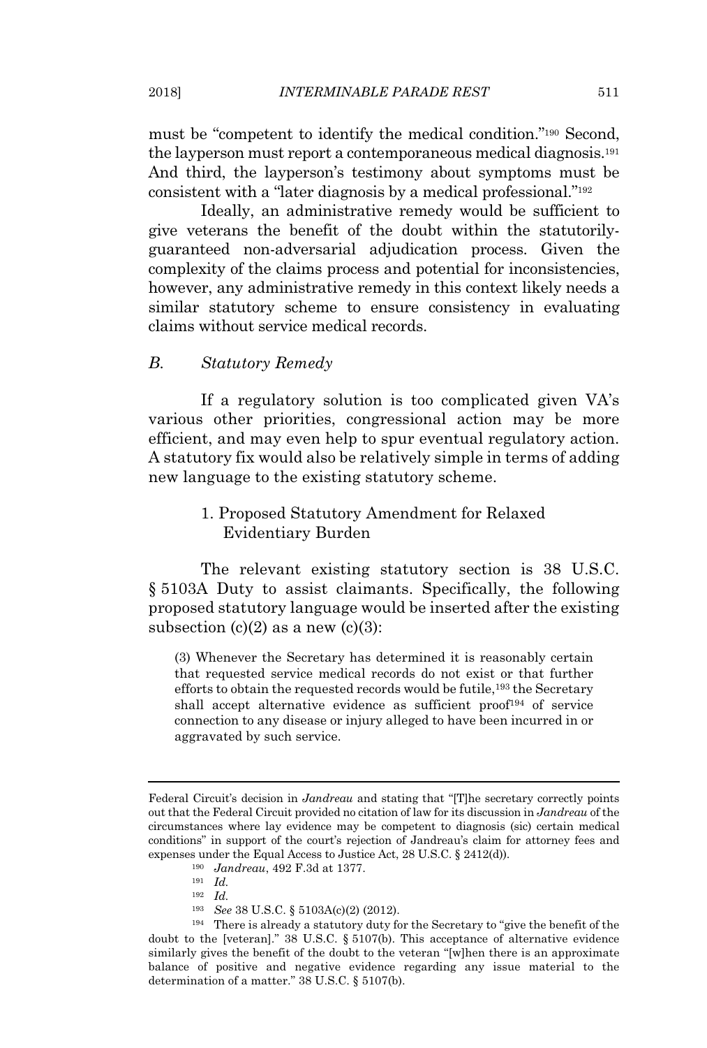must be "competent to identify the medical condition."[190] Second, the layperson must report a contemporaneous medical diagnosis.[191] And third, the layperson's testimony about symptoms must be consistent with a "later diagnosis by a medical professional."[192]

Ideally, an administrative remedy would be sufficient to give veterans the benefit of the doubt within the statutorily-guaranteed non-adversarial adjudication process. Given the complexity of the claims process and potential for inconsistencies, however, any administrative remedy in this context likely needs a similar statutory scheme to ensure consistency in evaluating claims without service medical records.

### *B. Statutory Remedy*

If a regulatory solution is too complicated given VA's various other priorities, congressional action may be more efficient, and may even help to spur eventual regulatory action. A statutory fix would also be relatively simple in terms of adding new language to the existing statutory scheme.

#### 1. Proposed Statutory Amendment for Relaxed Evidentiary Burden

The relevant existing statutory section is 38 U.S.C. § 5103A Duty to assist claimants. Specifically, the following proposed statutory language would be inserted after the existing subsection (c)(2) as a new (c)(3):

> (3) Whenever the Secretary has determined it is reasonably certain that requested service medical records do not exist or that further efforts to obtain the requested records would be futile,[193] the Secretary shall accept alternative evidence as sufficient proof[194] of service connection to any disease or injury alleged to have been incurred in or aggravated by such service.

---

Federal Circuit's decision in *Jandreau* and stating that "[T]he secretary correctly points out that the Federal Circuit provided no citation of law for its discussion in *Jandreau* of the circumstances where lay evidence may be competent to diagnosis (sic) certain medical conditions" in support of the court's rejection of Jandreau's claim for attorney fees and expenses under the Equal Access to Justice Act, 28 U.S.C. § 2412(d)).

[190] *Jandreau*, 492 F.3d at 1377.

[191] *Id.*

[192] *Id.*

[193] *See* 38 U.S.C. § 5103A(c)(2) (2012).

[194] There is already a statutory duty for the Secretary to "give the benefit of the doubt to the [veteran]." 38 U.S.C. § 5107(b). This acceptance of alternative evidence similarly gives the benefit of the doubt to the veteran "[w]hen there is an approximate balance of positive and negative evidence regarding any issue material to the determination of a matter." 38 U.S.C. § 5107(b).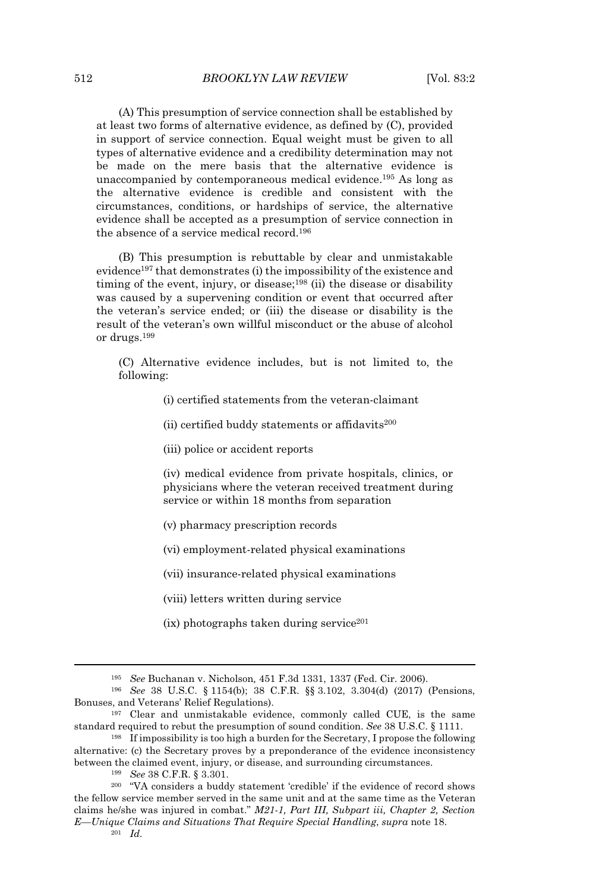(A) This presumption of service connection shall be established by at least two forms of alternative evidence, as defined by (C), provided in support of service connection. Equal weight must be given to all types of alternative evidence and a credibility determination may not be made on the mere basis that the alternative evidence is unaccompanied by contemporaneous medical evidence.[195] As long as the alternative evidence is credible and consistent with the circumstances, conditions, or hardships of service, the alternative evidence shall be accepted as a presumption of service connection in the absence of a service medical record.[196]

(B) This presumption is rebuttable by clear and unmistakable evidence[197] that demonstrates (i) the impossibility of the existence and timing of the event, injury, or disease;[198] (ii) the disease or disability was caused by a supervening condition or event that occurred after the veteran's service ended; or (iii) the disease or disability is the result of the veteran's own willful misconduct or the abuse of alcohol or drugs.[199]

(C) Alternative evidence includes, but is not limited to, the following:

(i) certified statements from the veteran-claimant

(ii) certified buddy statements or affidavits[200]

(iii) police or accident reports

(iv) medical evidence from private hospitals, clinics, or physicians where the veteran received treatment during service or within 18 months from separation

(v) pharmacy prescription records

(vi) employment-related physical examinations

(vii) insurance-related physical examinations

(viii) letters written during service

(ix) photographs taken during service[201]

---

[195] *See* Buchanan v. Nicholson, 451 F.3d 1331, 1337 (Fed. Cir. 2006).

[196] *See* 38 U.S.C. § 1154(b); 38 C.F.R. §§ 3.102, 3.304(d) (2017) (Pensions, Bonuses, and Veterans' Relief Regulations).

[197] Clear and unmistakable evidence, commonly called CUE, is the same standard required to rebut the presumption of sound condition. *See* 38 U.S.C. § 1111.

[198] If impossibility is too high a burden for the Secretary, I propose the following alternative: (c) the Secretary proves by a preponderance of the evidence inconsistency between the claimed event, injury, or disease, and surrounding circumstances.

[199] *See* 38 C.F.R. § 3.301.

[200] "VA considers a buddy statement 'credible' if the evidence of record shows the fellow service member served in the same unit and at the same time as the Veteran claims he/she was injured in combat." *M21-1, Part III, Subpart iii, Chapter 2, Section E—Unique Claims and Situations That Require Special Handling*, *supra* note 18.

[201] *Id.*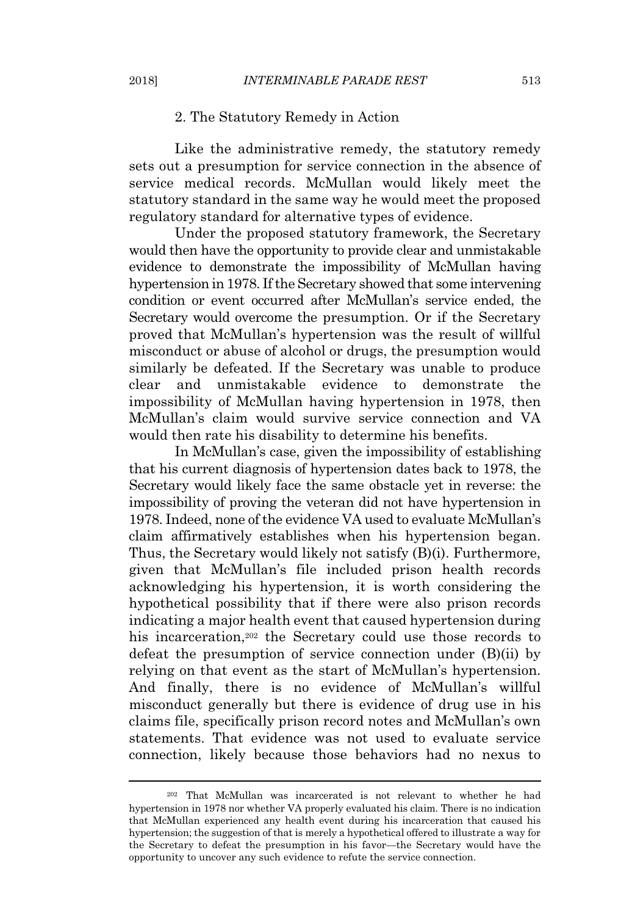### 2. The Statutory Remedy in Action

Like the administrative remedy, the statutory remedy sets out a presumption for service connection in the absence of service medical records. McMullan would likely meet the statutory standard in the same way he would meet the proposed regulatory standard for alternative types of evidence.

Under the proposed statutory framework, the Secretary would then have the opportunity to provide clear and unmistakable evidence to demonstrate the impossibility of McMullan having hypertension in 1978. If the Secretary showed that some intervening condition or event occurred after McMullan's service ended, the Secretary would overcome the presumption. Or if the Secretary proved that McMullan's hypertension was the result of willful misconduct or abuse of alcohol or drugs, the presumption would similarly be defeated. If the Secretary was unable to produce clear and unmistakable evidence to demonstrate the impossibility of McMullan having hypertension in 1978, then McMullan's claim would survive service connection and VA would then rate his disability to determine his benefits.

In McMullan's case, given the impossibility of establishing that his current diagnosis of hypertension dates back to 1978, the Secretary would likely face the same obstacle yet in reverse: the impossibility of proving the veteran did not have hypertension in 1978. Indeed, none of the evidence VA used to evaluate McMullan's claim affirmatively establishes when his hypertension began. Thus, the Secretary would likely not satisfy (B)(i). Furthermore, given that McMullan's file included prison health records acknowledging his hypertension, it is worth considering the hypothetical possibility that if there were also prison records indicating a major health event that caused hypertension during his incarceration,[202] the Secretary could use those records to defeat the presumption of service connection under (B)(ii) by relying on that event as the start of McMullan's hypertension. And finally, there is no evidence of McMullan's willful misconduct generally but there is evidence of drug use in his claims file, specifically prison record notes and McMullan's own statements. That evidence was not used to evaluate service connection, likely because those behaviors had no nexus to

---

[202] That McMullan was incarcerated is not relevant to whether he had hypertension in 1978 nor whether VA properly evaluated his claim. There is no indication that McMullan experienced any health event during his incarceration that caused his hypertension; the suggestion of that is merely a hypothetical offered to illustrate a way for the Secretary to defeat the presumption in his favor—the Secretary would have the opportunity to uncover any such evidence to refute the service connection.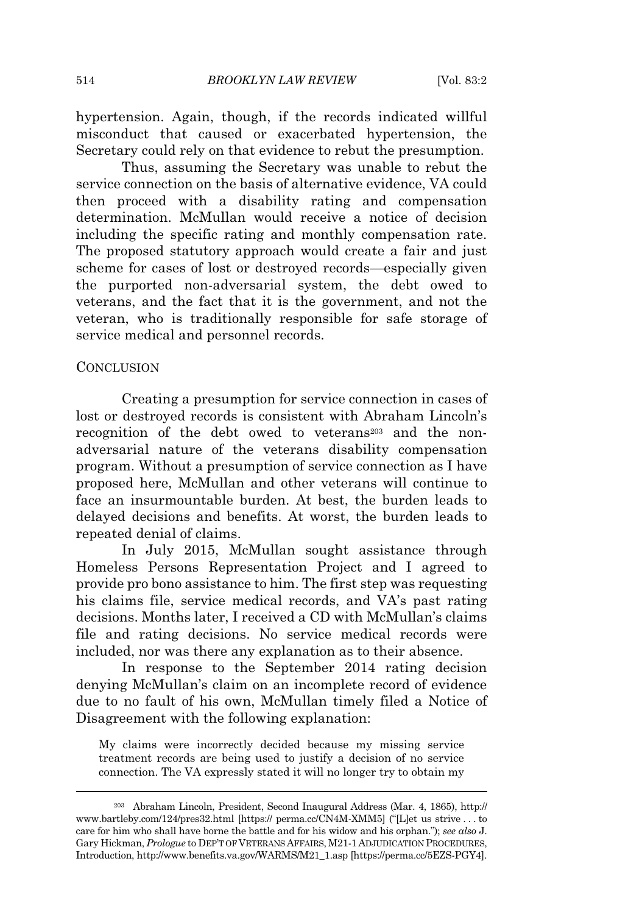hypertension. Again, though, if the records indicated willful misconduct that caused or exacerbated hypertension, the Secretary could rely on that evidence to rebut the presumption.

Thus, assuming the Secretary was unable to rebut the service connection on the basis of alternative evidence, VA could then proceed with a disability rating and compensation determination. McMullan would receive a notice of decision including the specific rating and monthly compensation rate. The proposed statutory approach would create a fair and just scheme for cases of lost or destroyed records—especially given the purported non-adversarial system, the debt owed to veterans, and the fact that it is the government, and not the veteran, who is traditionally responsible for safe storage of service medical and personnel records.

## CONCLUSION

Creating a presumption for service connection in cases of lost or destroyed records is consistent with Abraham Lincoln's recognition of the debt owed to veterans[203] and the non-adversarial nature of the veterans disability compensation program. Without a presumption of service connection as I have proposed here, McMullan and other veterans will continue to face an insurmountable burden. At best, the burden leads to delayed decisions and benefits. At worst, the burden leads to repeated denial of claims.

In July 2015, McMullan sought assistance through Homeless Persons Representation Project and I agreed to provide pro bono assistance to him. The first step was requesting his claims file, service medical records, and VA's past rating decisions. Months later, I received a CD with McMullan's claims file and rating decisions. No service medical records were included, nor was there any explanation as to their absence.

In response to the September 2014 rating decision denying McMullan's claim on an incomplete record of evidence due to no fault of his own, McMullan timely filed a Notice of Disagreement with the following explanation:

> My claims were incorrectly decided because my missing service treatment records are being used to justify a decision of no service connection. The VA expressly stated it will no longer try to obtain my

---

[203] Abraham Lincoln, President, Second Inaugural Address (Mar. 4, 1865), http://www.bartleby.com/124/pres32.html [https:// perma.cc/CN4M-XMM5] ("[L]et us strive . . . to care for him who shall have borne the battle and for his widow and his orphan."); *see also* J. Gary Hickman, *Prologue* to DEP'T OF VETERANS AFFAIRS, M21-1 ADJUDICATION PROCEDURES, Introduction, http://www.benefits.va.gov/WARMS/M21_1.asp [https://perma.cc/5EZS-PGY4].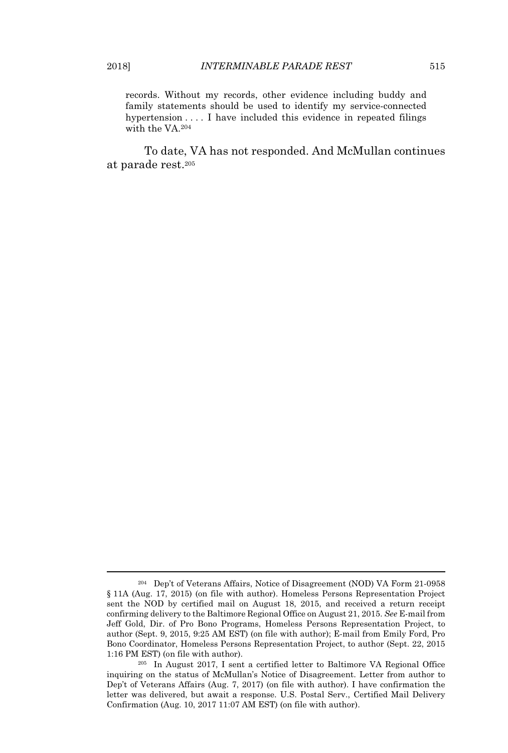> records. Without my records, other evidence including buddy and family statements should be used to identify my service-connected hypertension . . . . I have included this evidence in repeated filings with the VA.[204]

To date, VA has not responded. And McMullan continues at parade rest.[205]

---

[204] Dep't of Veterans Affairs, Notice of Disagreement (NOD) VA Form 21-0958 § 11A (Aug. 17, 2015) (on file with author). Homeless Persons Representation Project sent the NOD by certified mail on August 18, 2015, and received a return receipt confirming delivery to the Baltimore Regional Office on August 21, 2015. *See* E-mail from Jeff Gold, Dir. of Pro Bono Programs, Homeless Persons Representation Project, to author (Sept. 9, 2015, 9:25 AM EST) (on file with author); E-mail from Emily Ford, Pro Bono Coordinator, Homeless Persons Representation Project, to author (Sept. 22, 2015 1:16 PM EST) (on file with author).

[205] In August 2017, I sent a certified letter to Baltimore VA Regional Office inquiring on the status of McMullan's Notice of Disagreement. Letter from author to Dep't of Veterans Affairs (Aug. 7, 2017) (on file with author). I have confirmation the letter was delivered, but await a response. U.S. Postal Serv., Certified Mail Delivery Confirmation (Aug. 10, 2017 11:07 AM EST) (on file with author).